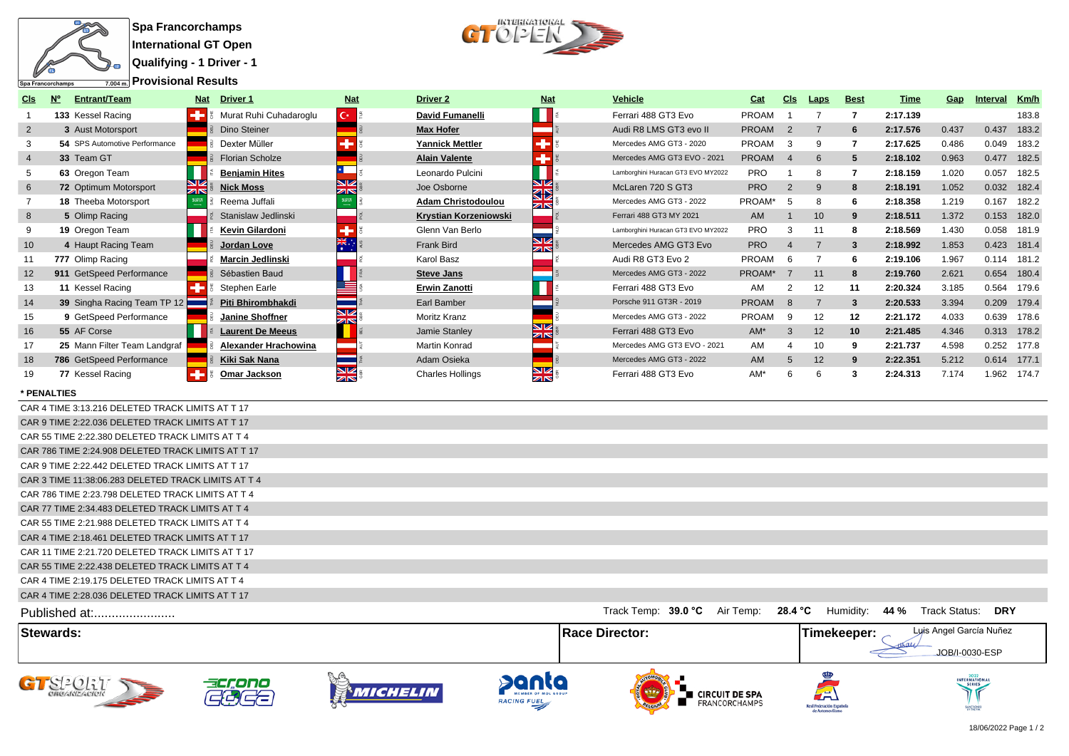**Spa Francorchamps**

**International GT Open**

**Qualifying - 1 Driver - 1**

**Provisional Results**

| Cls | Nº | Entrant/Team | Nat | Driver 1 | Nat | Driver 2 | Nat | Vehicle | Cat | Cls | Laps | Best | Time | Gap | Interval | Km/h |
|---|---|---|---|---|---|---|---|---|---|---|---|---|---|---|---|---|
| 1 | 133 | Kessel Racing | CHE | Murat Ruhi Cuhadaroglu | TUR | **David Fumanelli** | ITA | Ferrari 488 GT3 Evo | PROAM | 1 | 7 | 7 | 2:17.139 | | | 183.8 |
| 2 | 3 | Aust Motorsport | DEU | Dino Steiner | DEU | **Max Hofer** | AUT | Audi R8 LMS GT3 evo II | PROAM | 2 | 7 | 6 | 2:17.576 | 0.437 | 0.437 | 183.2 |
| 3 | 54 | SPS Automotive Performance | DEU | Dexter Müller | CHE | **Yannick Mettler** | CHE | Mercedes AMG GT3 - 2020 | PROAM | 3 | 9 | 7 | 2:17.625 | 0.486 | 0.049 | 183.2 |
| 4 | 33 | Team GT | DEU | Florian Scholze | DEU | **Alain Valente** | CHE | Mercedes AMG GT3 EVO - 2021 | PROAM | 4 | 6 | 5 | 2:18.102 | 0.963 | 0.477 | 182.5 |
| 5 | 63 | Oregon Team | ITA | **Benjamin Hites** | CHL | Leonardo Pulcini | ITA | Lamborghini Huracan GT3 EVO MY2022 | PRO | 1 | 8 | 7 | 2:18.159 | 1.020 | 0.057 | 182.5 |
| 6 | 72 | Optimum Motorsport | GBR | **Nick Moss** | GBR | Joe Osborne | GBR | McLaren 720 S GT3 | PRO | 2 | 9 | 8 | 2:18.191 | 1.052 | 0.032 | 182.4 |
| 7 | 18 | Theeba Motorsport | SAU | Reema Juffali | SAU | **Adam Christodoulou** | GBR | Mercedes AMG GT3 - 2022 | PROAM* | 5 | 8 | 6 | 2:18.358 | 1.219 | 0.167 | 182.2 |
| 8 | 5 | Olimp Racing | POL | Stanislaw Jedlinski | POL | **Krystian Korzeniowski** | POL | Ferrari 488 GT3 MY 2021 | AM | 1 | 10 | 9 | 2:18.511 | 1.372 | 0.153 | 182.0 |
| 9 | 19 | Oregon Team | ITA | **Kevin Gilardoni** | CHE | Glenn Van Berlo | NLD | Lamborghini Huracan GT3 EVO MY2022 | PRO | 3 | 11 | 8 | 2:18.569 | 1.430 | 0.058 | 181.9 |
| 10 | 4 | Haupt Racing Team | DEU | **Jordan Love** | AUS | Frank Bird | GBR | Mercedes AMG GT3 Evo | PRO | 4 | 7 | 3 | 2:18.992 | 1.853 | 0.423 | 181.4 |
| 11 | 777 | Olimp Racing | POL | **Marcin Jedlinski** | POL | Karol Basz | POL | Audi R8 GT3 Evo 2 | PROAM | 6 | 7 | 6 | 2:19.106 | 1.967 | 0.114 | 181.2 |
| 12 | 911 | GetSpeed Performance | DEU | Sébastien Baud | FRA | **Steve Jans** | LUX | Mercedes AMG GT3 - 2022 | PROAM* | 7 | 11 | 8 | 2:19.760 | 2.621 | 0.654 | 180.4 |
| 13 | 11 | Kessel Racing | CHE | Stephen Earle | USA | **Erwin Zanotti** | ITA | Ferrari 488 GT3 Evo | AM | 2 | 12 | 11 | 2:20.324 | 3.185 | 0.564 | 179.6 |
| 14 | 39 | Singha Racing Team TP 12 | THA | **Piti Bhirombhakdi** | THA | Earl Bamber | NZL | Porsche 911 GT3R - 2019 | PROAM | 8 | 7 | 3 | 2:20.533 | 3.394 | 0.209 | 179.4 |
| 15 | 9 | GetSpeed Performance | DEU | **Janine Shoffner** | GBR | Moritz Kranz | DEU | Mercedes AMG GT3 - 2022 | PROAM | 9 | 12 | 12 | 2:21.172 | 4.033 | 0.639 | 178.6 |
| 16 | 55 | AF Corse | ITA | **Laurent De Meeus** | BEL | Jamie Stanley | GBR | Ferrari 488 GT3 Evo | AM* | 3 | 12 | 10 | 2:21.485 | 4.346 | 0.313 | 178.2 |
| 17 | 25 | Mann Filter Team Landgraf | DEU | **Alexander Hrachowina** | AUT | Martin Konrad | AUT | Mercedes AMG GT3 EVO - 2021 | AM | 4 | 10 | 9 | 2:21.737 | 4.598 | 0.252 | 177.8 |
| 18 | 786 | GetSpeed Performance | DEU | **Kiki Sak Nana** | THA | Adam Osieka | DEU | Mercedes AMG GT3 - 2022 | AM | 5 | 12 | 9 | 2:22.351 | 5.212 | 0.614 | 177.1 |
| 19 | 77 | Kessel Racing | CHE | **Omar Jackson** | GBR | Charles Hollings | GBR | Ferrari 488 GT3 Evo | AM* | 6 | 6 | 3 | 2:24.313 | 7.174 | 1.962 | 174.7 |

**\* PENALTIES**

CAR 4 TIME 3:13.216 DELETED TRACK LIMITS AT T 17
CAR 9 TIME 2:22.036 DELETED TRACK LIMITS AT T 17
CAR 55 TIME 2:22.380 DELETED TRACK LIMITS AT T 4
CAR 786 TIME 2:24.908 DELETED TRACK LIMITS AT T 17
CAR 9 TIME 2:22.442 DELETED TRACK LIMITS AT T 17
CAR 3 TIME 11:38:06.283 DELETED TRACK LIMITS AT T 4
CAR 786 TIME 2:23.798 DELETED TRACK LIMITS AT T 4
CAR 77 TIME 2:34.483 DELETED TRACK LIMITS AT T 4
CAR 55 TIME 2:21.988 DELETED TRACK LIMITS AT T 4
CAR 4 TIME 2:18.461 DELETED TRACK LIMITS AT T 17
CAR 11 TIME 2:21.720 DELETED TRACK LIMITS AT T 17
CAR 55 TIME 2:22.438 DELETED TRACK LIMITS AT T 4
CAR 4 TIME 2:19.175 DELETED TRACK LIMITS AT T 4
CAR 4 TIME 2:28.036 DELETED TRACK LIMITS AT T 17

Published at:.......................

Track Temp: **39.0 °C** Air Temp: **28.4 °C** Humidity: **44 %** Track Status: **DRY**

**Stewards:** | **Race Director:** | **Timekeeper:** Luis Angel García Nuñez JOB/I-0030-ESP

18/06/2022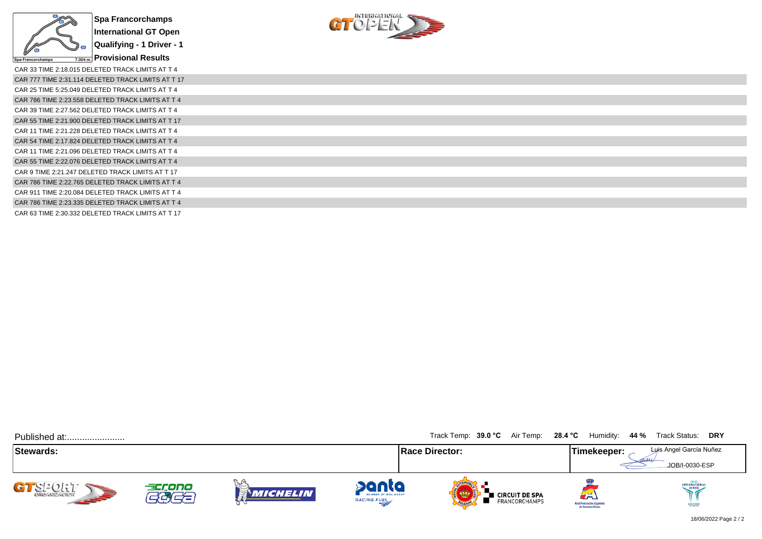**Spa Francorchamps**

**International GT Open**

**Qualifying - 1 Driver - 1**

**Provisional Results**

CAR 33 TIME 2:18.015 DELETED TRACK LIMITS AT T 4

CAR 777 TIME 2:31.114 DELETED TRACK LIMITS AT T 17

CAR 25 TIME 5:25.049 DELETED TRACK LIMITS AT T 4

CAR 786 TIME 2:23.558 DELETED TRACK LIMITS AT T 4

CAR 39 TIME 2:27.562 DELETED TRACK LIMITS AT T 4

CAR 55 TIME 2:21.900 DELETED TRACK LIMITS AT T 17

CAR 11 TIME 2:21.228 DELETED TRACK LIMITS AT T 4

CAR 54 TIME 2:17.824 DELETED TRACK LIMITS AT T 4

CAR 11 TIME 2:21.096 DELETED TRACK LIMITS AT T 4

CAR 55 TIME 2:22.076 DELETED TRACK LIMITS AT T 4

CAR 9 TIME 2:21.247 DELETED TRACK LIMITS AT T 17

CAR 786 TIME 2:22.765 DELETED TRACK LIMITS AT T 4

CAR 911 TIME 2:20.084 DELETED TRACK LIMITS AT T 4

CAR 786 TIME 2:23.335 DELETED TRACK LIMITS AT T 4

CAR 63 TIME 2:30.332 DELETED TRACK LIMITS AT T 17

Published at:.......................

Track Temp: **39.0 °C** Air Temp: **28.4 °C** Humidity: **44 %** Track Status: **DRY**

| **Stewards:** | **Race Director:** | **Timekeeper:** Luis Angel García Nuñez JOB/I-0030-ESP |
|---|---|---|

18/06/2022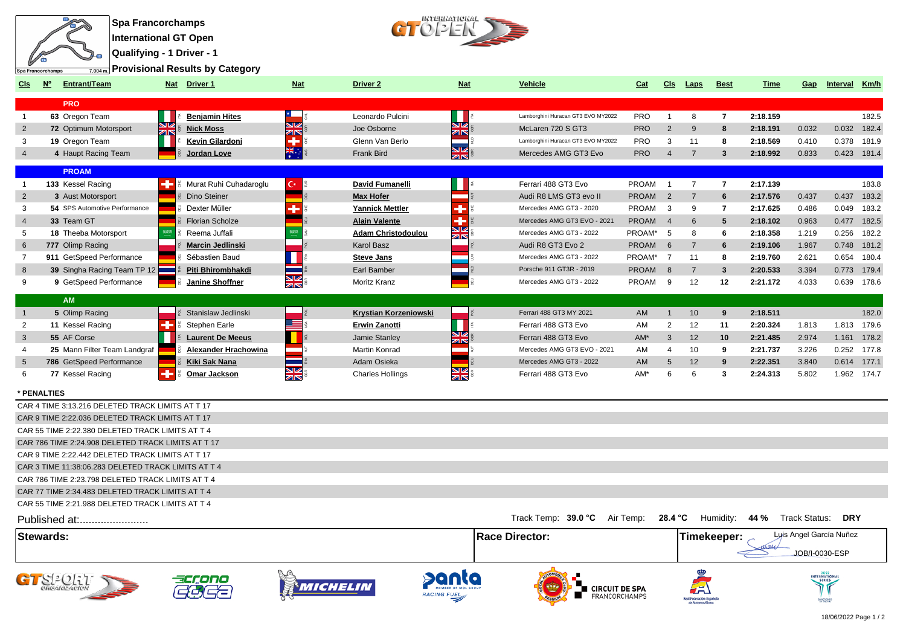**Spa Francorchamps**
**International GT Open**
**Qualifying - 1 Driver - 1**
**Provisional Results by Category**

| Cls | Nº | Entrant/Team | Nat | Driver 1 | Nat | Driver 2 | Nat | Vehicle | Cat | Cls | Laps | Best | Time | Gap | Interval | Km/h |
|---|---|---|---|---|---|---|---|---|---|---|---|---|---|---|---|---|
| | | **PRO** | | | | | | | | | | | | | | |
| 1 | 63 | Oregon Team | ITA | **Benjamin Hites** | CHL | Leonardo Pulcini | ITA | Lamborghini Huracan GT3 EVO MY2022 | PRO | 1 | 8 | 7 | 2:18.159 | | | 182.5 |
| 2 | 72 | Optimum Motorsport | GBR | **Nick Moss** | GBR | Joe Osborne | GBR | McLaren 720 S GT3 | PRO | 2 | 9 | 8 | 2:18.191 | 0.032 | 0.032 | 182.4 |
| 3 | 19 | Oregon Team | ITA | **Kevin Gilardoni** | CHE | Glenn Van Berlo | NLD | Lamborghini Huracan GT3 EVO MY2022 | PRO | 3 | 11 | 8 | 2:18.569 | 0.410 | 0.378 | 181.9 |
| 4 | 4 | Haupt Racing Team | DEU | **Jordan Love** | AUS | Frank Bird | GBR | Mercedes AMG GT3 Evo | PRO | 4 | 7 | 3 | 2:18.992 | 0.833 | 0.423 | 181.4 |
| | | **PROAM** | | | | | | | | | | | | | | |
| 1 | 133 | Kessel Racing | CHE | Murat Ruhi Cuhadaroglu | TUR | **David Fumanelli** | ITA | Ferrari 488 GT3 Evo | PROAM | 1 | 7 | 7 | 2:17.139 | | | 183.8 |
| 2 | 3 | Aust Motorsport | DEU | Dino Steiner | DEU | **Max Hofer** | AUT | Audi R8 LMS GT3 evo II | PROAM | 2 | 7 | 6 | 2:17.576 | 0.437 | 0.437 | 183.2 |
| 3 | 54 | SPS Automotive Performance | DEU | Dexter Müller | CHE | **Yannick Mettler** | CHE | Mercedes AMG GT3 - 2020 | PROAM | 3 | 9 | 7 | 2:17.625 | 0.486 | 0.049 | 183.2 |
| 4 | 33 | Team GT | DEU | Florian Scholze | DEU | **Alain Valente** | CHE | Mercedes AMG GT3 EVO - 2021 | PROAM | 4 | 6 | 5 | 2:18.102 | 0.963 | 0.477 | 182.5 |
| 5 | 18 | Theeba Motorsport | SAU | Reema Juffali | SAU | **Adam Christodoulou** | GBR | Mercedes AMG GT3 - 2022 | PROAM* | 5 | 8 | 6 | 2:18.358 | 1.219 | 0.256 | 182.2 |
| 6 | 777 | Olimp Racing | POL | **Marcin Jedlinski** | POL | Karol Basz | POL | Audi R8 GT3 Evo 2 | PROAM | 6 | 7 | 6 | 2:19.106 | 1.967 | 0.748 | 181.2 |
| 7 | 911 | GetSpeed Performance | DEU | Sébastien Baud | FRA | **Steve Jans** | LUX | Mercedes AMG GT3 - 2022 | PROAM* | 7 | 11 | 8 | 2:19.760 | 2.621 | 0.654 | 180.4 |
| 8 | 39 | Singha Racing Team TP 12 | THA | **Piti Bhirombhakdi** | THA | Earl Bamber | NZL | Porsche 911 GT3R - 2019 | PROAM | 8 | 7 | 3 | 2:20.533 | 3.394 | 0.773 | 179.4 |
| 9 | 9 | GetSpeed Performance | DEU | **Janine Shoffner** | GBR | Moritz Kranz | DEU | Mercedes AMG GT3 - 2022 | PROAM | 9 | 12 | 12 | 2:21.172 | 4.033 | 0.639 | 178.6 |
| | | **AM** | | | | | | | | | | | | | | |
| 1 | 5 | Olimp Racing | POL | Stanislaw Jedlinski | POL | **Krystian Korzeniowski** | POL | Ferrari 488 GT3 MY 2021 | AM | 1 | 10 | 9 | 2:18.511 | | | 182.0 |
| 2 | 11 | Kessel Racing | CHE | Stephen Earle | USA | **Erwin Zanotti** | ITA | Ferrari 488 GT3 Evo | AM | 2 | 12 | 11 | 2:20.324 | 1.813 | 1.813 | 179.6 |
| 3 | 55 | AF Corse | ITA | **Laurent De Meeus** | BEL | Jamie Stanley | GBR | Ferrari 488 GT3 Evo | AM* | 3 | 12 | 10 | 2:21.485 | 2.974 | 1.161 | 178.2 |
| 4 | 25 | Mann Filter Team Landgraf | DEU | **Alexander Hrachowina** | AUT | Martin Konrad | AUT | Mercedes AMG GT3 EVO - 2021 | AM | 4 | 10 | 9 | 2:21.737 | 3.226 | 0.252 | 177.8 |
| 5 | 786 | GetSpeed Performance | DEU | **Kiki Sak Nana** | THA | Adam Osieka | DEU | Mercedes AMG GT3 - 2022 | AM | 5 | 12 | 9 | 2:22.351 | 3.840 | 0.614 | 177.1 |
| 6 | 77 | Kessel Racing | CHE | **Omar Jackson** | GBR | Charles Hollings | GBR | Ferrari 488 GT3 Evo | AM* | 6 | 6 | 3 | 2:24.313 | 5.802 | 1.962 | 174.7 |

**\* PENALTIES**

CAR 4 TIME 3:13.216 DELETED TRACK LIMITS AT T 17
CAR 9 TIME 2:22.036 DELETED TRACK LIMITS AT T 17
CAR 55 TIME 2:22.380 DELETED TRACK LIMITS AT T 4
CAR 786 TIME 2:24.908 DELETED TRACK LIMITS AT T 17
CAR 9 TIME 2:22.442 DELETED TRACK LIMITS AT T 17
CAR 3 TIME 11:38:06.283 DELETED TRACK LIMITS AT T 4
CAR 786 TIME 2:23.798 DELETED TRACK LIMITS AT T 4
CAR 77 TIME 2:34.483 DELETED TRACK LIMITS AT T 4
CAR 55 TIME 2:21.988 DELETED TRACK LIMITS AT T 4

Published at:.......................

Track Temp: **39.0 °C** Air Temp: **28.4 °C** Humidity: **44 %** Track Status: **DRY**

| **Stewards:** | **Race Director:** | **Timekeeper:** Luis Angel García Nuñez JOB/I-0030-ESP |
|---|---|---|

18/06/2022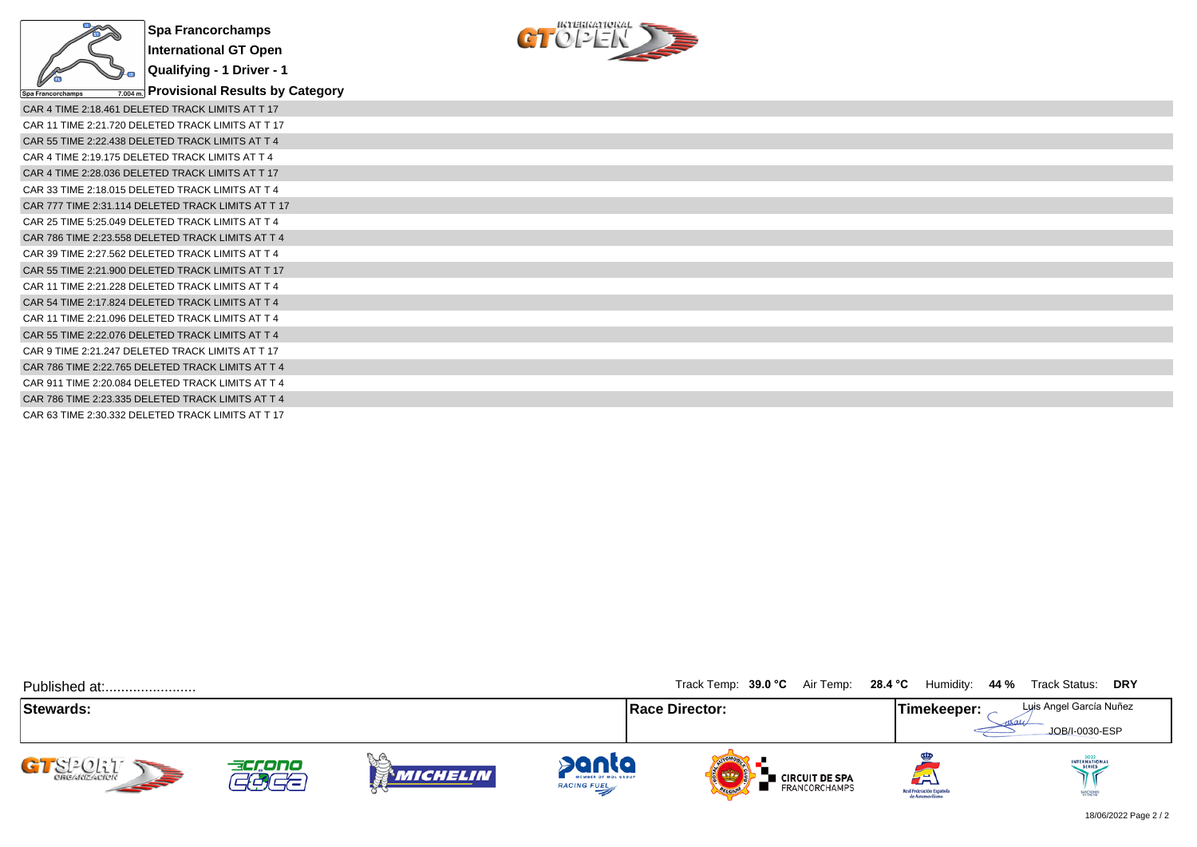**Spa Francorchamps**

**International GT Open**

**Qualifying - 1 Driver - 1**

**Provisional Results by Category**

CAR 4 TIME 2:18.461 DELETED TRACK LIMITS AT T 17

CAR 11 TIME 2:21.720 DELETED TRACK LIMITS AT T 17

CAR 55 TIME 2:22.438 DELETED TRACK LIMITS AT T 4

CAR 4 TIME 2:19.175 DELETED TRACK LIMITS AT T 4

CAR 4 TIME 2:28.036 DELETED TRACK LIMITS AT T 17

CAR 33 TIME 2:18.015 DELETED TRACK LIMITS AT T 4

CAR 777 TIME 2:31.114 DELETED TRACK LIMITS AT T 17

CAR 25 TIME 5:25.049 DELETED TRACK LIMITS AT T 4

CAR 786 TIME 2:23.558 DELETED TRACK LIMITS AT T 4

CAR 39 TIME 2:27.562 DELETED TRACK LIMITS AT T 4

CAR 55 TIME 2:21.900 DELETED TRACK LIMITS AT T 17

CAR 11 TIME 2:21.228 DELETED TRACK LIMITS AT T 4

CAR 54 TIME 2:17.824 DELETED TRACK LIMITS AT T 4

CAR 11 TIME 2:21.096 DELETED TRACK LIMITS AT T 4

CAR 55 TIME 2:22.076 DELETED TRACK LIMITS AT T 4

CAR 9 TIME 2:21.247 DELETED TRACK LIMITS AT T 17

CAR 786 TIME 2:22.765 DELETED TRACK LIMITS AT T 4

CAR 911 TIME 2:20.084 DELETED TRACK LIMITS AT T 4

CAR 786 TIME 2:23.335 DELETED TRACK LIMITS AT T 4

CAR 63 TIME 2:30.332 DELETED TRACK LIMITS AT T 17

Published at:.......................

Track Temp: **39.0 °C** Air Temp: **28.4 °C** Humidity: **44 %** Track Status: **DRY**

| **Stewards:** | **Race Director:** | **Timekeeper:** Luis Angel García Nuñez JOB/I-0030-ESP |
| --- | --- | --- |

18/06/2022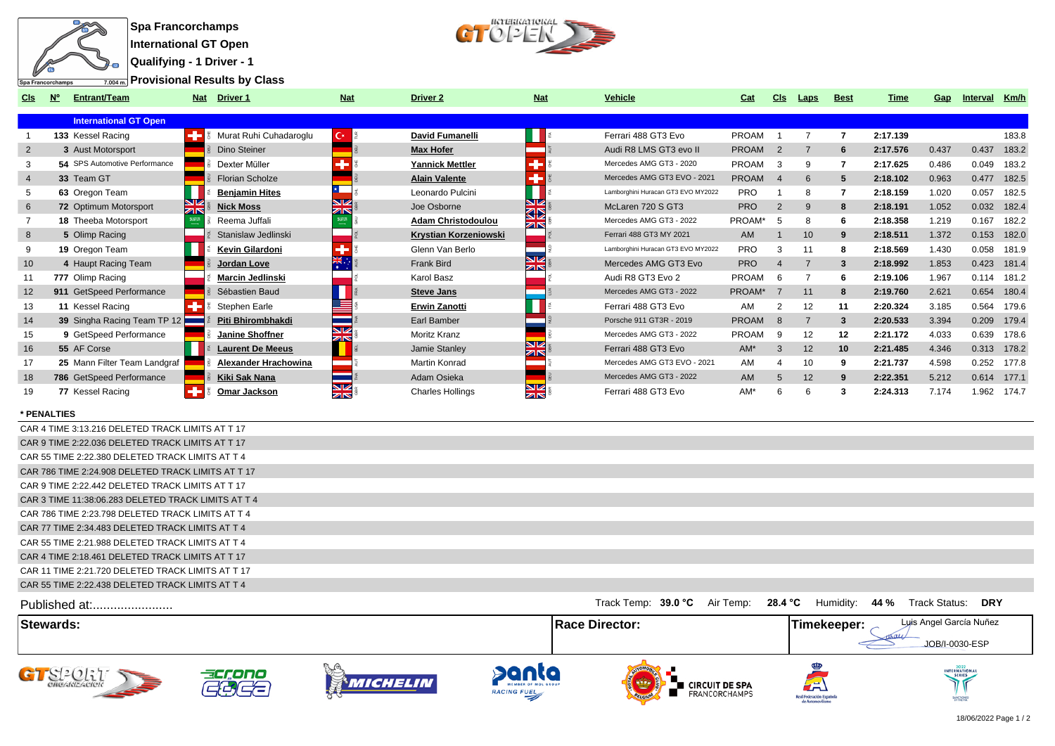**Spa Francorchamps**

**International GT Open**

**Qualifying - 1 Driver - 1**

**Provisional Results by Class**

| Cls | Nº | Entrant/Team | Nat | Driver 1 | Nat | Driver 2 | Nat | Vehicle | Cat | Cls | Laps | Best | Time | Gap | Interval | Km/h |
|---|---|---|---|---|---|---|---|---|---|---|---|---|---|---|---|---|
| | | **International GT Open** | | | | | | | | | | | | | | |
| 1 | 133 | Kessel Racing | CHE | Murat Ruhi Cuhadaroglu | TUR | **David Fumanelli** | ITA | Ferrari 488 GT3 Evo | PROAM | 1 | 7 | 7 | 2:17.139 | | | 183.8 |
| 2 | 3 | Aust Motorsport | DEU | Dino Steiner | DEU | **Max Hofer** | AUT | Audi R8 LMS GT3 evo II | PROAM | 2 | 7 | 6 | 2:17.576 | 0.437 | 0.437 | 183.2 |
| 3 | 54 | SPS Automotive Performance | DEU | Dexter Müller | CHE | **Yannick Mettler** | CHE | Mercedes AMG GT3 - 2020 | PROAM | 3 | 9 | 7 | 2:17.625 | 0.486 | 0.049 | 183.2 |
| 4 | 33 | Team GT | DEU | Florian Scholze | DEU | **Alain Valente** | CHE | Mercedes AMG GT3 EVO - 2021 | PROAM | 4 | 6 | 5 | 2:18.102 | 0.963 | 0.477 | 182.5 |
| 5 | 63 | Oregon Team | ITA | **Benjamin Hites** | CHL | Leonardo Pulcini | ITA | Lamborghini Huracan GT3 EVO MY2022 | PRO | 1 | 8 | 7 | 2:18.159 | 1.020 | 0.057 | 182.5 |
| 6 | 72 | Optimum Motorsport | GBR | **Nick Moss** | GBR | Joe Osborne | GBR | McLaren 720 S GT3 | PRO | 2 | 9 | 8 | 2:18.191 | 1.052 | 0.032 | 182.4 |
| 7 | 18 | Theeba Motorsport | SAU | Reema Juffali | SAU | **Adam Christodoulou** | GBR | Mercedes AMG GT3 - 2022 | PROAM* | 5 | 8 | 6 | 2:18.358 | 1.219 | 0.167 | 182.2 |
| 8 | 5 | Olimp Racing | POL | Stanislaw Jedlinski | POL | **Krystian Korzeniowski** | POL | Ferrari 488 GT3 MY 2021 | AM | 1 | 10 | 9 | 2:18.511 | 1.372 | 0.153 | 182.0 |
| 9 | 19 | Oregon Team | ITA | **Kevin Gilardoni** | CHE | Glenn Van Berlo | NLD | Lamborghini Huracan GT3 EVO MY2022 | PRO | 3 | 11 | 8 | 2:18.569 | 1.430 | 0.058 | 181.9 |
| 10 | 4 | Haupt Racing Team | DEU | **Jordan Love** | AUS | Frank Bird | GBR | Mercedes AMG GT3 Evo | PRO | 4 | 7 | 3 | 2:18.992 | 1.853 | 0.423 | 181.4 |
| 11 | 777 | Olimp Racing | POL | **Marcin Jedlinski** | POL | Karol Basz | POL | Audi R8 GT3 Evo 2 | PROAM | 6 | 7 | 6 | 2:19.106 | 1.967 | 0.114 | 181.2 |
| 12 | 911 | GetSpeed Performance | DEU | Sébastien Baud | FRA | **Steve Jans** | LUX | Mercedes AMG GT3 - 2022 | PROAM* | 7 | 11 | 8 | 2:19.760 | 2.621 | 0.654 | 180.4 |
| 13 | 11 | Kessel Racing | CHE | Stephen Earle | USA | **Erwin Zanotti** | ITA | Ferrari 488 GT3 Evo | AM | 2 | 12 | 11 | 2:20.324 | 3.185 | 0.564 | 179.6 |
| 14 | 39 | Singha Racing Team TP 12 | THA | **Piti Bhirombhakdi** | THA | Earl Bamber | NZL | Porsche 911 GT3R - 2019 | PROAM | 8 | 7 | 3 | 2:20.533 | 3.394 | 0.209 | 179.4 |
| 15 | 9 | GetSpeed Performance | DEU | **Janine Shoffner** | GBR | Moritz Kranz | DEU | Mercedes AMG GT3 - 2022 | PROAM | 9 | 12 | 12 | 2:21.172 | 4.033 | 0.639 | 178.6 |
| 16 | 55 | AF Corse | ITA | **Laurent De Meeus** | BEL | Jamie Stanley | GBR | Ferrari 488 GT3 Evo | AM* | 3 | 12 | 10 | 2:21.485 | 4.346 | 0.313 | 178.2 |
| 17 | 25 | Mann Filter Team Landgraf | DEU | **Alexander Hrachowina** | AUT | Martin Konrad | AUT | Mercedes AMG GT3 EVO - 2021 | AM | 4 | 10 | 9 | 2:21.737 | 4.598 | 0.252 | 177.8 |
| 18 | 786 | GetSpeed Performance | DEU | **Kiki Sak Nana** | THA | Adam Osieka | DEU | Mercedes AMG GT3 - 2022 | AM | 5 | 12 | 9 | 2:22.351 | 5.212 | 0.614 | 177.1 |
| 19 | 77 | Kessel Racing | CHE | **Omar Jackson** | GBR | Charles Hollings | GBR | Ferrari 488 GT3 Evo | AM* | 6 | 6 | 3 | 2:24.313 | 7.174 | 1.962 | 174.7 |

**\* PENALTIES**

CAR 4 TIME 3:13.216 DELETED TRACK LIMITS AT T 17
CAR 9 TIME 2:22.036 DELETED TRACK LIMITS AT T 17
CAR 55 TIME 2:22.380 DELETED TRACK LIMITS AT T 4
CAR 786 TIME 2:24.908 DELETED TRACK LIMITS AT T 17
CAR 9 TIME 2:22.442 DELETED TRACK LIMITS AT T 17
CAR 3 TIME 11:38:06.283 DELETED TRACK LIMITS AT T 4
CAR 786 TIME 2:23.798 DELETED TRACK LIMITS AT T 4
CAR 77 TIME 2:34.483 DELETED TRACK LIMITS AT T 4
CAR 55 TIME 2:21.988 DELETED TRACK LIMITS AT T 4
CAR 4 TIME 2:18.461 DELETED TRACK LIMITS AT T 17
CAR 11 TIME 2:21.720 DELETED TRACK LIMITS AT T 17
CAR 55 TIME 2:22.438 DELETED TRACK LIMITS AT T 4

Published at:.......................

Track Temp: **39.0 °C** Air Temp: **28.4 °C** Humidity: **44 %** Track Status: **DRY**

| Stewards: | Race Director: | Timekeeper: Luis Angel García Nuñez JOB/I-0030-ESP |
|---|---|---|

18/06/2022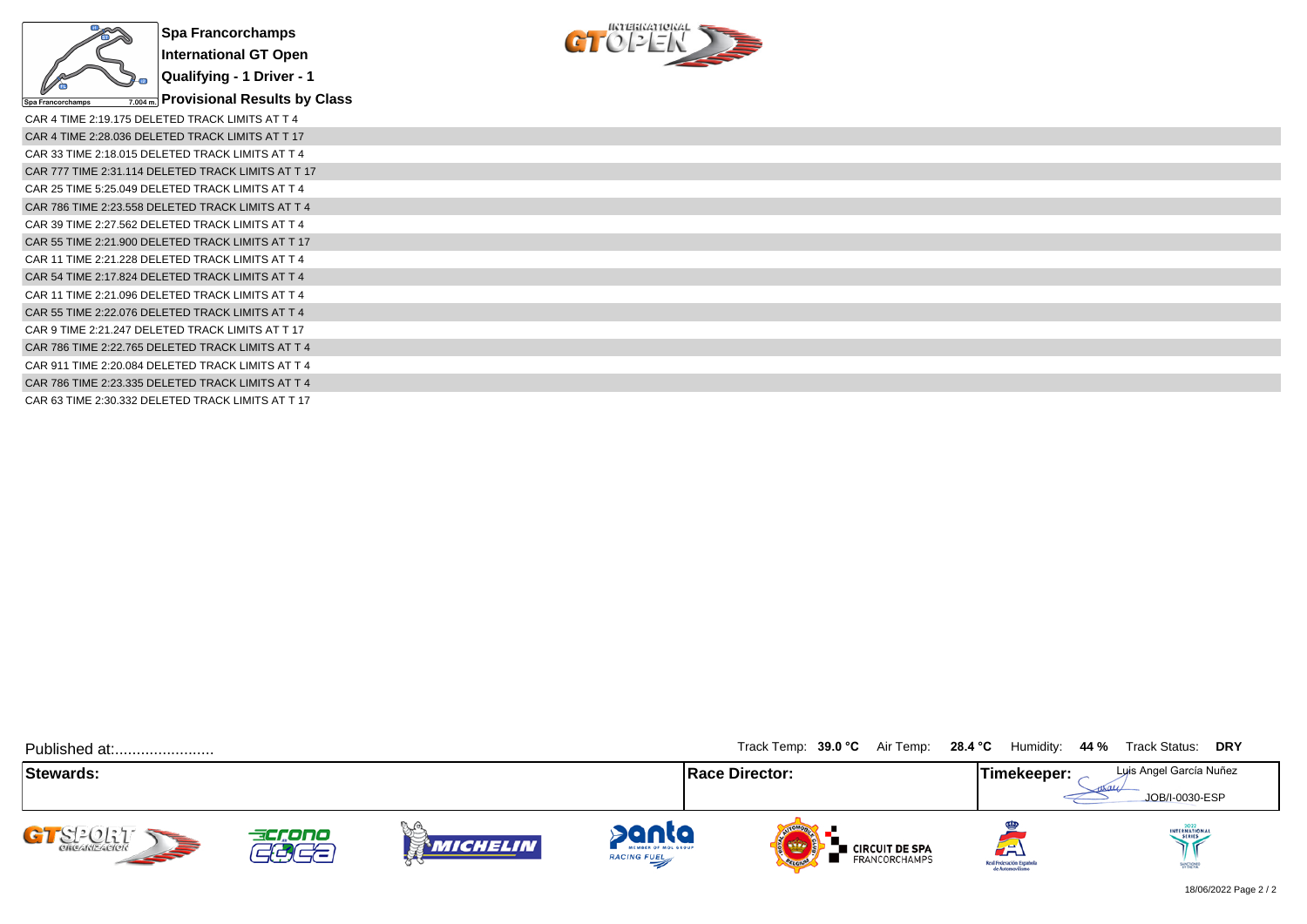# Spa Francorchamps
## International GT Open
## Qualifying - 1 Driver - 1
## Provisional Results by Class

CAR 4 TIME 2:19.175 DELETED TRACK LIMITS AT T 4
CAR 4 TIME 2:28.036 DELETED TRACK LIMITS AT T 17
CAR 33 TIME 2:18.015 DELETED TRACK LIMITS AT T 4
CAR 777 TIME 2:31.114 DELETED TRACK LIMITS AT T 17
CAR 25 TIME 5:25.049 DELETED TRACK LIMITS AT T 4
CAR 786 TIME 2:23.558 DELETED TRACK LIMITS AT T 4
CAR 39 TIME 2:27.562 DELETED TRACK LIMITS AT T 4
CAR 55 TIME 2:21.900 DELETED TRACK LIMITS AT T 17
CAR 11 TIME 2:21.228 DELETED TRACK LIMITS AT T 4
CAR 54 TIME 2:17.824 DELETED TRACK LIMITS AT T 4
CAR 11 TIME 2:21.096 DELETED TRACK LIMITS AT T 4
CAR 55 TIME 2:22.076 DELETED TRACK LIMITS AT T 4
CAR 9 TIME 2:21.247 DELETED TRACK LIMITS AT T 17
CAR 786 TIME 2:22.765 DELETED TRACK LIMITS AT T 4
CAR 911 TIME 2:20.084 DELETED TRACK LIMITS AT T 4
CAR 786 TIME 2:23.335 DELETED TRACK LIMITS AT T 4
CAR 63 TIME 2:30.332 DELETED TRACK LIMITS AT T 17

Published at:.......................

Track Temp: **39.0 °C** Air Temp: **28.4 °C** Humidity: **44 %** Track Status: **DRY**

| Stewards: | Race Director: | Timekeeper: Luis Angel García Nuñez JOB/I-0030-ESP |
|---|---|---|

18/06/2022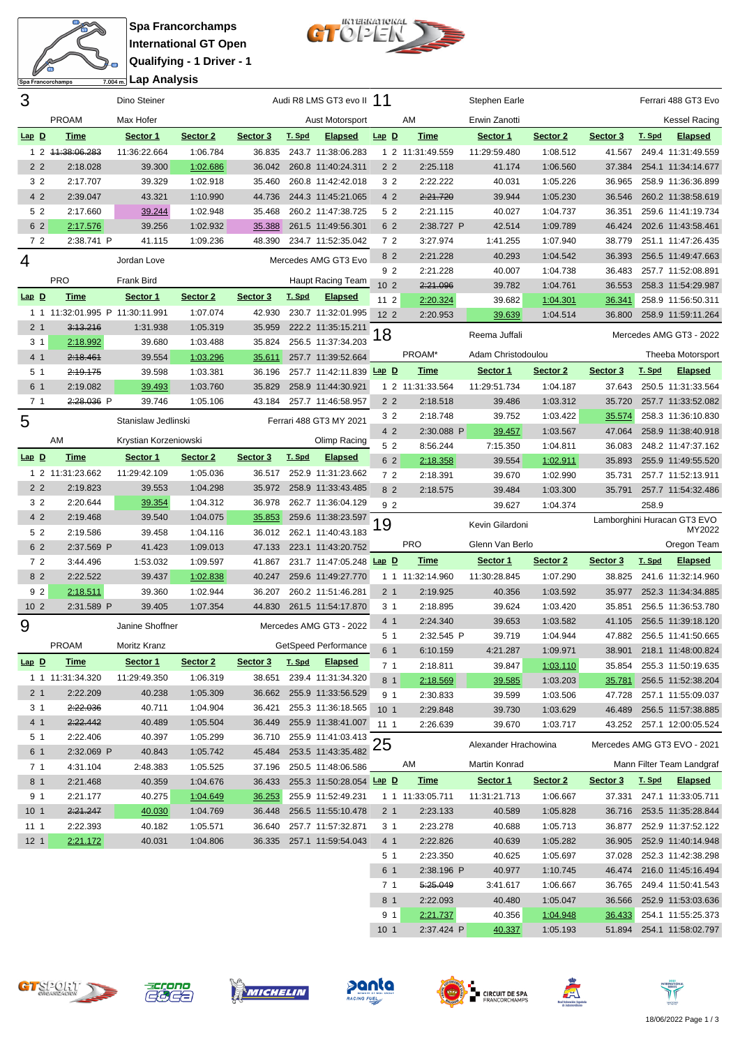# Spa Francorchamps
## International GT Open
## Qualifying - 1 Driver - 1
## Lap Analysis

Spa Francorchamps 7.004 m.

### 3 — Dino Steiner / Max Hofer — PROAM — Audi R8 LMS GT3 evo II — Aust Motorsport

| Lap | D | Time | Sector 1 | Sector 2 | Sector 3 | T. Spd | Elapsed |
|---|---|---|---|---|---|---|---|
| 1 | 2 | ~~11:38:06.283~~ | 11:36:22.664 | 1:06.784 | 36.835 | 243.7 | 11:38:06.283 |
| 2 | 2 | 2:18.028 | 39.300 | 1:02.686 | 36.042 | 260.8 | 11:40:24.311 |
| 3 | 2 | 2:17.707 | 39.329 | 1:02.918 | 35.460 | 260.8 | 11:42:42.018 |
| 4 | 2 | 2:39.047 | 43.321 | 1:10.990 | 44.736 | 244.3 | 11:45:21.065 |
| 5 | 2 | 2:17.660 | 39.244 | 1:02.948 | 35.468 | 260.2 | 11:47:38.725 |
| 6 | 2 | 2:17.576 | 39.256 | 1:02.932 | 35.388 | 261.5 | 11:49:56.301 |
| 7 | 2 | 2:38.741 P | 41.115 | 1:09.236 | 48.390 | 234.7 | 11:52:35.042 |

### 4 — Jordan Love / Frank Bird — PRO — Mercedes AMG GT3 Evo — Haupt Racing Team

| Lap | D | Time | Sector 1 | Sector 2 | Sector 3 | T. Spd | Elapsed |
|---|---|---|---|---|---|---|---|
| 1 | 1 | 11:32:01.995 P | 11:30:11.991 | 1:07.074 | 42.930 | 230.7 | 11:32:01.995 |
| 2 | 1 | ~~3:13.216~~ | 1:31.938 | 1:05.319 | 35.959 | 222.2 | 11:35:15.211 |
| 3 | 1 | 2:18.992 | 39.680 | 1:03.488 | 35.824 | 256.5 | 11:37:34.203 |
| 4 | 1 | ~~2:18.461~~ | 39.554 | 1:03.296 | 35.611 | 257.7 | 11:39:52.664 |
| 5 | 1 | ~~2:19.175~~ | 39.598 | 1:03.381 | 36.196 | 257.7 | 11:42:11.839 |
| 6 | 1 | 2:19.082 | 39.493 | 1:03.760 | 35.829 | 258.9 | 11:44:30.921 |
| 7 | 1 | ~~2:28.036~~ P | 39.746 | 1:05.106 | 43.184 | 257.7 | 11:46:58.957 |

### 5 — Stanislaw Jedlinski / Krystian Korzeniowski — AM — Ferrari 488 GT3 MY 2021 — Olimp Racing

| Lap | D | Time | Sector 1 | Sector 2 | Sector 3 | T. Spd | Elapsed |
|---|---|---|---|---|---|---|---|
| 1 | 2 | 11:31:23.662 | 11:29:42.109 | 1:05.036 | 36.517 | 252.9 | 11:31:23.662 |
| 2 | 2 | 2:19.823 | 39.553 | 1:04.298 | 35.972 | 258.9 | 11:33:43.485 |
| 3 | 2 | 2:20.644 | 39.354 | 1:04.312 | 36.978 | 262.7 | 11:36:04.129 |
| 4 | 2 | 2:19.468 | 39.540 | 1:04.075 | 35.853 | 259.6 | 11:38:23.597 |
| 5 | 2 | 2:19.586 | 39.458 | 1:04.116 | 36.012 | 262.1 | 11:40:43.183 |
| 6 | 2 | 2:37.569 P | 41.423 | 1:09.013 | 47.133 | 223.1 | 11:43:20.752 |
| 7 | 2 | 3:44.496 | 1:53.032 | 1:09.597 | 41.867 | 231.7 | 11:47:05.248 |
| 8 | 2 | 2:22.522 | 39.437 | 1:02.838 | 40.247 | 259.6 | 11:49:27.770 |
| 9 | 2 | 2:18.511 | 39.360 | 1:02.944 | 36.207 | 260.2 | 11:51:46.281 |
| 10 | 2 | 2:31.589 P | 39.405 | 1:07.354 | 44.830 | 261.5 | 11:54:17.870 |

### 9 — Janine Shoffner / Moritz Kranz — PROAM — Mercedes AMG GT3 - 2022 — GetSpeed Performance

| Lap | D | Time | Sector 1 | Sector 2 | Sector 3 | T. Spd | Elapsed |
|---|---|---|---|---|---|---|---|
| 1 | 1 | 11:31:34.320 | 11:29:49.350 | 1:06.319 | 38.651 | 239.4 | 11:31:34.320 |
| 2 | 1 | 2:22.209 | 40.238 | 1:05.309 | 36.662 | 255.9 | 11:33:56.529 |
| 3 | 1 | ~~2:22.036~~ | 40.711 | 1:04.904 | 36.421 | 255.3 | 11:36:18.565 |
| 4 | 1 | ~~2:22.442~~ | 40.489 | 1:05.504 | 36.449 | 255.9 | 11:38:41.007 |
| 5 | 1 | 2:22.406 | 40.397 | 1:05.299 | 36.710 | 255.9 | 11:41:03.413 |
| 6 | 1 | 2:32.069 P | 40.843 | 1:05.742 | 45.484 | 253.5 | 11:43:35.482 |
| 7 | 1 | 4:31.104 | 2:48.383 | 1:05.525 | 37.196 | 250.5 | 11:48:06.586 |
| 8 | 1 | 2:21.468 | 40.359 | 1:04.676 | 36.433 | 255.3 | 11:50:28.054 |
| 9 | 1 | 2:21.177 | 40.275 | 1:04.649 | 36.253 | 255.9 | 11:52:49.231 |
| 10 | 1 | ~~2:21.247~~ | 40.030 | 1:04.769 | 36.448 | 256.5 | 11:55:10.478 |
| 11 | 1 | 2:22.393 | 40.182 | 1:05.571 | 36.640 | 257.7 | 11:57:32.871 |
| 12 | 1 | 2:21.172 | 40.031 | 1:04.806 | 36.335 | 257.1 | 11:59:54.043 |

### 11 — Stephen Earle / Erwin Zanotti — AM — Ferrari 488 GT3 Evo — Kessel Racing

| Lap | D | Time | Sector 1 | Sector 2 | Sector 3 | T. Spd | Elapsed |
|---|---|---|---|---|---|---|---|
| 1 | 2 | 11:31:49.559 | 11:29:59.480 | 1:08.512 | 41.567 | 249.4 | 11:31:49.559 |
| 2 | 2 | 2:25.118 | 41.174 | 1:06.560 | 37.384 | 254.1 | 11:34:14.677 |
| 3 | 2 | 2:22.222 | 40.031 | 1:05.226 | 36.965 | 258.9 | 11:36:36.899 |
| 4 | 2 | ~~2:21.720~~ | 39.944 | 1:05.230 | 36.546 | 260.2 | 11:38:58.619 |
| 5 | 2 | 2:21.115 | 40.027 | 1:04.737 | 36.351 | 259.6 | 11:41:19.734 |
| 6 | 2 | 2:38.727 P | 42.514 | 1:09.789 | 46.424 | 202.6 | 11:43:58.461 |
| 7 | 2 | 3:27.974 | 1:41.255 | 1:07.940 | 38.779 | 251.1 | 11:47:26.435 |
| 8 | 2 | 2:21.228 | 40.293 | 1:04.542 | 36.393 | 256.5 | 11:49:47.663 |
| 9 | 2 | 2:21.228 | 40.007 | 1:04.738 | 36.483 | 257.7 | 11:52:08.891 |
| 10 | 2 | ~~2:21.096~~ | 39.782 | 1:04.761 | 36.553 | 258.3 | 11:54:29.987 |
| 11 | 2 | 2:20.324 | 39.682 | 1:04.301 | 36.341 | 258.9 | 11:56:50.311 |
| 12 | 2 | 2:20.953 | 39.639 | 1:04.514 | 36.800 | 258.9 | 11:59:11.264 |

### 18 — Reema Juffali / Adam Christodoulou — PROAM* — Mercedes AMG GT3 - 2022 — Theeba Motorsport

| Lap | D | Time | Sector 1 | Sector 2 | Sector 3 | T. Spd | Elapsed |
|---|---|---|---|---|---|---|---|
| 1 | 2 | 11:31:33.564 | 11:29:51.734 | 1:04.187 | 37.643 | 250.5 | 11:31:33.564 |
| 2 | 2 | 2:18.518 | 39.486 | 1:03.312 | 35.720 | 257.7 | 11:33:52.082 |
| 3 | 2 | 2:18.748 | 39.752 | 1:03.422 | 35.574 | 258.3 | 11:36:10.830 |
| 4 | 2 | 2:30.088 P | 39.457 | 1:03.567 | 47.064 | 258.9 | 11:38:40.918 |
| 5 | 2 | 8:56.244 | 7:15.350 | 1:04.811 | 36.083 | 248.2 | 11:47:37.162 |
| 6 | 2 | 2:18.358 | 39.554 | 1:02.911 | 35.893 | 255.9 | 11:49:55.520 |
| 7 | 2 | 2:18.391 | 39.670 | 1:02.990 | 35.731 | 257.7 | 11:52:13.911 |
| 8 | 2 | 2:18.575 | 39.484 | 1:03.300 | 35.791 | 257.7 | 11:54:32.486 |
| 9 | 2 | | 39.627 | 1:04.374 | | 258.9 | |

### 19 — Kevin Gilardoni / Glenn Van Berlo — PRO — Lamborghini Huracan GT3 EVO MY2022 — Oregon Team

| Lap | D | Time | Sector 1 | Sector 2 | Sector 3 | T. Spd | Elapsed |
|---|---|---|---|---|---|---|---|
| 1 | 1 | 11:32:14.960 | 11:30:28.845 | 1:07.290 | 38.825 | 241.6 | 11:32:14.960 |
| 2 | 1 | 2:19.925 | 40.356 | 1:03.592 | 35.977 | 252.3 | 11:34:34.885 |
| 3 | 1 | 2:18.895 | 39.624 | 1:03.420 | 35.851 | 256.5 | 11:36:53.780 |
| 4 | 1 | 2:24.340 | 39.653 | 1:03.582 | 41.105 | 256.5 | 11:39:18.120 |
| 5 | 1 | 2:32.545 P | 39.719 | 1:04.944 | 47.882 | 256.5 | 11:41:50.665 |
| 6 | 1 | 6:10.159 | 4:21.287 | 1:09.971 | 38.901 | 218.1 | 11:48:00.824 |
| 7 | 1 | 2:18.811 | 39.847 | 1:03.110 | 35.854 | 255.3 | 11:50:19.635 |
| 8 | 1 | 2:18.569 | 39.585 | 1:03.203 | 35.781 | 256.5 | 11:52:38.204 |
| 9 | 1 | 2:30.833 | 39.599 | 1:03.506 | 47.728 | 257.1 | 11:55:09.037 |
| 10 | 1 | 2:29.848 | 39.730 | 1:03.629 | 46.489 | 256.5 | 11:57:38.885 |
| 11 | 1 | 2:26.639 | 39.670 | 1:03.717 | 43.252 | 257.1 | 12:00:05.524 |

### 25 — Alexander Hrachowina / Martin Konrad — AM — Mercedes AMG GT3 EVO - 2021 — Mann Filter Team Landgraf

| Lap | D | Time | Sector 1 | Sector 2 | Sector 3 | T. Spd | Elapsed |
|---|---|---|---|---|---|---|---|
| 1 | 1 | 11:33:05.711 | 11:31:21.713 | 1:06.667 | 37.331 | 247.1 | 11:33:05.711 |
| 2 | 1 | 2:23.133 | 40.589 | 1:05.828 | 36.716 | 253.5 | 11:35:28.844 |
| 3 | 1 | 2:23.278 | 40.688 | 1:05.713 | 36.877 | 252.9 | 11:37:52.122 |
| 4 | 1 | 2:22.826 | 40.639 | 1:05.282 | 36.905 | 252.9 | 11:40:14.948 |
| 5 | 1 | 2:23.350 | 40.625 | 1:05.697 | 37.028 | 252.3 | 11:42:38.298 |
| 6 | 1 | 2:38.196 P | 40.977 | 1:10.745 | 46.474 | 216.0 | 11:45:16.494 |
| 7 | 1 | ~~5:25.049~~ | 3:41.617 | 1:06.667 | 36.765 | 249.4 | 11:50:41.543 |
| 8 | 1 | 2:22.093 | 40.480 | 1:05.047 | 36.566 | 252.9 | 11:53:03.636 |
| 9 | 1 | 2:21.737 | 40.356 | 1:04.948 | 36.433 | 254.1 | 11:55:25.373 |
| 10 | 1 | 2:37.424 P | 40.337 | 1:05.193 | 51.894 | 254.1 | 11:58:02.797 |

18/06/2022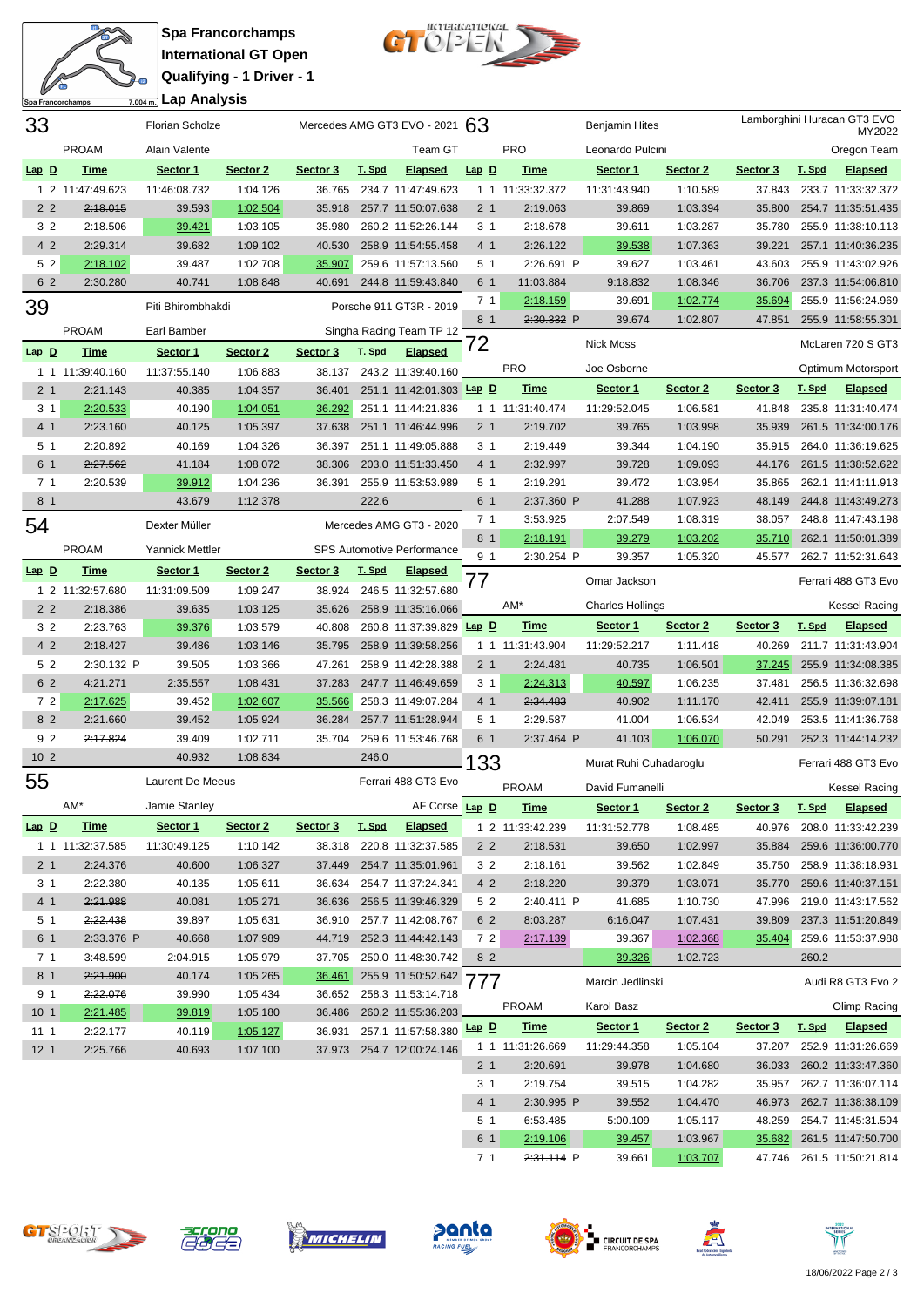# Spa Francorchamps
## International GT Open
## Qualifying - 1 Driver - 1
## Lap Analysis

### 33 — Florian Scholze / Alain Valente — Mercedes AMG GT3 EVO - 2021 — PROAM — Team GT

| Lap | D | Time | Sector 1 | Sector 2 | Sector 3 | T. Spd | Elapsed |
|---|---|---|---|---|---|---|---|
| 1 | 2 | 11:47:49.623 | 11:46:08.732 | 1:04.126 | 36.765 | 234.7 | 11:47:49.623 |
| 2 | 2 | ~~2:18.015~~ | 39.593 | 1:02.504 | 35.918 | 257.7 | 11:50:07.638 |
| 3 | 2 | 2:18.506 | 39.421 | 1:03.105 | 35.980 | 260.2 | 11:52:26.144 |
| 4 | 2 | 2:29.314 | 39.682 | 1:09.102 | 40.530 | 258.9 | 11:54:55.458 |
| 5 | 2 | 2:18.102 | 39.487 | 1:02.708 | 35.907 | 259.6 | 11:57:13.560 |
| 6 | 2 | 2:30.280 | 40.741 | 1:08.848 | 40.691 | 244.8 | 11:59:43.840 |

### 39 — Piti Bhirombhakdi / Earl Bamber — Porsche 911 GT3R - 2019 — PROAM — Singha Racing Team TP 12

| Lap | D | Time | Sector 1 | Sector 2 | Sector 3 | T. Spd | Elapsed |
|---|---|---|---|---|---|---|---|
| 1 | 1 | 11:39:40.160 | 11:37:55.140 | 1:06.883 | 38.137 | 243.2 | 11:39:40.160 |
| 2 | 1 | 2:21.143 | 40.385 | 1:04.357 | 36.401 | 251.1 | 11:42:01.303 |
| 3 | 1 | 2:20.533 | 40.190 | 1:04.051 | 36.292 | 251.1 | 11:44:21.836 |
| 4 | 1 | 2:23.160 | 40.125 | 1:05.397 | 37.638 | 251.1 | 11:46:44.996 |
| 5 | 1 | 2:20.892 | 40.169 | 1:04.326 | 36.397 | 251.1 | 11:49:05.888 |
| 6 | 1 | ~~2:27.562~~ | 41.184 | 1:08.072 | 38.306 | 203.0 | 11:51:33.450 |
| 7 | 1 | 2:20.539 | 39.912 | 1:04.236 | 36.391 | 255.9 | 11:53:53.989 |
| 8 | 1 | | 43.679 | 1:12.378 | | 222.6 | |

### 54 — Dexter Müller / Yannick Mettler — Mercedes AMG GT3 - 2020 — PROAM — SPS Automotive Performance

| Lap | D | Time | Sector 1 | Sector 2 | Sector 3 | T. Spd | Elapsed |
|---|---|---|---|---|---|---|---|
| 1 | 2 | 11:32:57.680 | 11:31:09.509 | 1:09.247 | 38.924 | 246.5 | 11:32:57.680 |
| 2 | 2 | 2:18.386 | 39.635 | 1:03.125 | 35.626 | 258.9 | 11:35:16.066 |
| 3 | 2 | 2:23.763 | 39.376 | 1:03.579 | 40.808 | 260.8 | 11:37:39.829 |
| 4 | 2 | 2:18.427 | 39.486 | 1:03.146 | 35.795 | 258.9 | 11:39:58.256 |
| 5 | 2 | 2:30.132 P | 39.505 | 1:03.366 | 47.261 | 258.9 | 11:42:28.388 |
| 6 | 2 | 4:21.271 | 2:35.557 | 1:08.431 | 37.283 | 247.7 | 11:46:49.659 |
| 7 | 2 | 2:17.625 | 39.452 | 1:02.607 | 35.566 | 258.3 | 11:49:07.284 |
| 8 | 2 | 2:21.660 | 39.452 | 1:05.924 | 36.284 | 257.7 | 11:51:28.944 |
| 9 | 2 | ~~2:17.824~~ | 39.409 | 1:02.711 | 35.704 | 259.6 | 11:53:46.768 |
| 10 | 2 | | 40.932 | 1:08.834 | | 246.0 | |

### 55 — Laurent De Meeus / Jamie Stanley — Ferrari 488 GT3 Evo — AM* — AF Corse

| Lap | D | Time | Sector 1 | Sector 2 | Sector 3 | T. Spd | Elapsed |
|---|---|---|---|---|---|---|---|
| 1 | 1 | 11:32:37.585 | 11:30:49.125 | 1:10.142 | 38.318 | 220.8 | 11:32:37.585 |
| 2 | 1 | 2:24.376 | 40.600 | 1:06.327 | 37.449 | 254.7 | 11:35:01.961 |
| 3 | 1 | ~~2:22.380~~ | 40.135 | 1:05.611 | 36.634 | 254.7 | 11:37:24.341 |
| 4 | 1 | ~~2:21.988~~ | 40.081 | 1:05.271 | 36.636 | 256.5 | 11:39:46.329 |
| 5 | 1 | ~~2:22.438~~ | 39.897 | 1:05.631 | 36.910 | 257.7 | 11:42:08.767 |
| 6 | 1 | 2:33.376 P | 40.668 | 1:07.989 | 44.719 | 252.3 | 11:44:42.143 |
| 7 | 1 | 3:48.599 | 2:04.915 | 1:05.979 | 37.705 | 250.0 | 11:48:30.742 |
| 8 | 1 | ~~2:21.900~~ | 40.174 | 1:05.265 | 36.461 | 255.9 | 11:50:52.642 |
| 9 | 1 | ~~2:22.076~~ | 39.990 | 1:05.434 | 36.652 | 258.3 | 11:53:14.718 |
| 10 | 1 | 2:21.485 | 39.819 | 1:05.180 | 36.486 | 260.2 | 11:55:36.203 |
| 11 | 1 | 2:22.177 | 40.119 | 1:05.127 | 36.931 | 257.1 | 11:57:58.380 |
| 12 | 1 | 2:25.766 | 40.693 | 1:07.100 | 37.973 | 254.7 | 12:00:24.146 |

### 63 — Benjamin Hites / Leonardo Pulcini — Lamborghini Huracan GT3 EVO MY2022 — PRO — Oregon Team

| Lap | D | Time | Sector 1 | Sector 2 | Sector 3 | T. Spd | Elapsed |
|---|---|---|---|---|---|---|---|
| 1 | 1 | 11:33:32.372 | 11:31:43.940 | 1:10.589 | 37.843 | 233.7 | 11:33:32.372 |
| 2 | 1 | 2:19.063 | 39.869 | 1:03.394 | 35.800 | 254.7 | 11:35:51.435 |
| 3 | 1 | 2:18.678 | 39.611 | 1:03.287 | 35.780 | 255.9 | 11:38:10.113 |
| 4 | 1 | 2:26.122 | 39.538 | 1:07.363 | 39.221 | 257.1 | 11:40:36.235 |
| 5 | 1 | 2:26.691 P | 39.627 | 1:03.461 | 43.603 | 255.9 | 11:43:02.926 |
| 6 | 1 | 11:03.884 | 9:18.832 | 1:08.346 | 36.706 | 237.3 | 11:54:06.810 |
| 7 | 1 | 2:18.159 | 39.691 | 1:02.774 | 35.694 | 255.9 | 11:56:24.969 |
| 8 | 1 | ~~2:30.332~~ P | 39.674 | 1:02.807 | 47.851 | 255.9 | 11:58:55.301 |

### 72 — Nick Moss / Joe Osborne — McLaren 720 S GT3 — PRO — Optimum Motorsport

| Lap | D | Time | Sector 1 | Sector 2 | Sector 3 | T. Spd | Elapsed |
|---|---|---|---|---|---|---|---|
| 1 | 1 | 11:31:40.474 | 11:29:52.045 | 1:06.581 | 41.848 | 235.8 | 11:31:40.474 |
| 2 | 1 | 2:19.702 | 39.765 | 1:03.998 | 35.939 | 261.5 | 11:34:00.176 |
| 3 | 1 | 2:19.449 | 39.344 | 1:04.190 | 35.915 | 264.0 | 11:36:19.625 |
| 4 | 1 | 2:32.997 | 39.728 | 1:09.093 | 44.176 | 261.5 | 11:38:52.622 |
| 5 | 1 | 2:19.291 | 39.472 | 1:03.954 | 35.865 | 262.1 | 11:41:11.913 |
| 6 | 1 | 2:37.360 P | 41.288 | 1:07.923 | 48.149 | 244.8 | 11:43:49.273 |
| 7 | 1 | 3:53.925 | 2:07.549 | 1:08.319 | 38.057 | 248.8 | 11:47:43.198 |
| 8 | 1 | 2:18.191 | 39.279 | 1:03.202 | 35.710 | 262.1 | 11:50:01.389 |
| 9 | 1 | 2:30.254 P | 39.357 | 1:05.320 | 45.577 | 262.7 | 11:52:31.643 |

### 77 — Omar Jackson / Charles Hollings — Ferrari 488 GT3 Evo — AM* — Kessel Racing

| Lap | D | Time | Sector 1 | Sector 2 | Sector 3 | T. Spd | Elapsed |
|---|---|---|---|---|---|---|---|
| 1 | 1 | 11:31:43.904 | 11:29:52.217 | 1:11.418 | 40.269 | 211.7 | 11:31:43.904 |
| 2 | 1 | 2:24.481 | 40.735 | 1:06.501 | 37.245 | 255.9 | 11:34:08.385 |
| 3 | 1 | 2:24.313 | 40.597 | 1:06.235 | 37.481 | 256.5 | 11:36:32.698 |
| 4 | 1 | ~~2:34.483~~ | 40.902 | 1:11.170 | 42.411 | 255.9 | 11:39:07.181 |
| 5 | 1 | 2:29.587 | 41.004 | 1:06.534 | 42.049 | 253.5 | 11:41:36.768 |
| 6 | 1 | 2:37.464 P | 41.103 | 1:06.070 | 50.291 | 252.3 | 11:44:14.232 |

### 133 — Murat Ruhi Cuhadaroglu / David Fumanelli — Ferrari 488 GT3 Evo — PROAM — Kessel Racing

| Lap | D | Time | Sector 1 | Sector 2 | Sector 3 | T. Spd | Elapsed |
|---|---|---|---|---|---|---|---|
| 1 | 2 | 11:33:42.239 | 11:31:52.778 | 1:08.485 | 40.976 | 208.0 | 11:33:42.239 |
| 2 | 2 | 2:18.531 | 39.650 | 1:02.997 | 35.884 | 259.6 | 11:36:00.770 |
| 3 | 2 | 2:18.161 | 39.562 | 1:02.849 | 35.750 | 258.9 | 11:38:18.931 |
| 4 | 2 | 2:18.220 | 39.379 | 1:03.071 | 35.770 | 259.6 | 11:40:37.151 |
| 5 | 2 | 2:40.411 P | 41.685 | 1:10.730 | 47.996 | 219.0 | 11:43:17.562 |
| 6 | 2 | 8:03.287 | 6:16.047 | 1:07.431 | 39.809 | 237.3 | 11:51:20.849 |
| 7 | 2 | 2:17.139 | 39.367 | 1:02.368 | 35.404 | 259.6 | 11:53:37.988 |
| 8 | 2 | | 39.326 | 1:02.723 | | 260.2 | |

### 777 — Marcin Jedlinski / Karol Basz — Audi R8 GT3 Evo 2 — PROAM — Olimp Racing

| Lap | D | Time | Sector 1 | Sector 2 | Sector 3 | T. Spd | Elapsed |
|---|---|---|---|---|---|---|---|
| 1 | 1 | 11:31:26.669 | 11:29:44.358 | 1:05.104 | 37.207 | 252.9 | 11:31:26.669 |
| 2 | 1 | 2:20.691 | 39.978 | 1:04.680 | 36.033 | 260.2 | 11:33:47.360 |
| 3 | 1 | 2:19.754 | 39.515 | 1:04.282 | 35.957 | 262.7 | 11:36:07.114 |
| 4 | 1 | 2:30.995 P | 39.552 | 1:04.470 | 46.973 | 262.7 | 11:38:38.109 |
| 5 | 1 | 6:53.485 | 5:00.109 | 1:05.117 | 48.259 | 254.7 | 11:45:31.594 |
| 6 | 1 | 2:19.106 | 39.457 | 1:03.967 | 35.682 | 261.5 | 11:47:50.700 |
| 7 | 1 | ~~2:31.114~~ P | 39.661 | 1:03.707 | 47.746 | 261.5 | 11:50:21.814 |

18/06/2022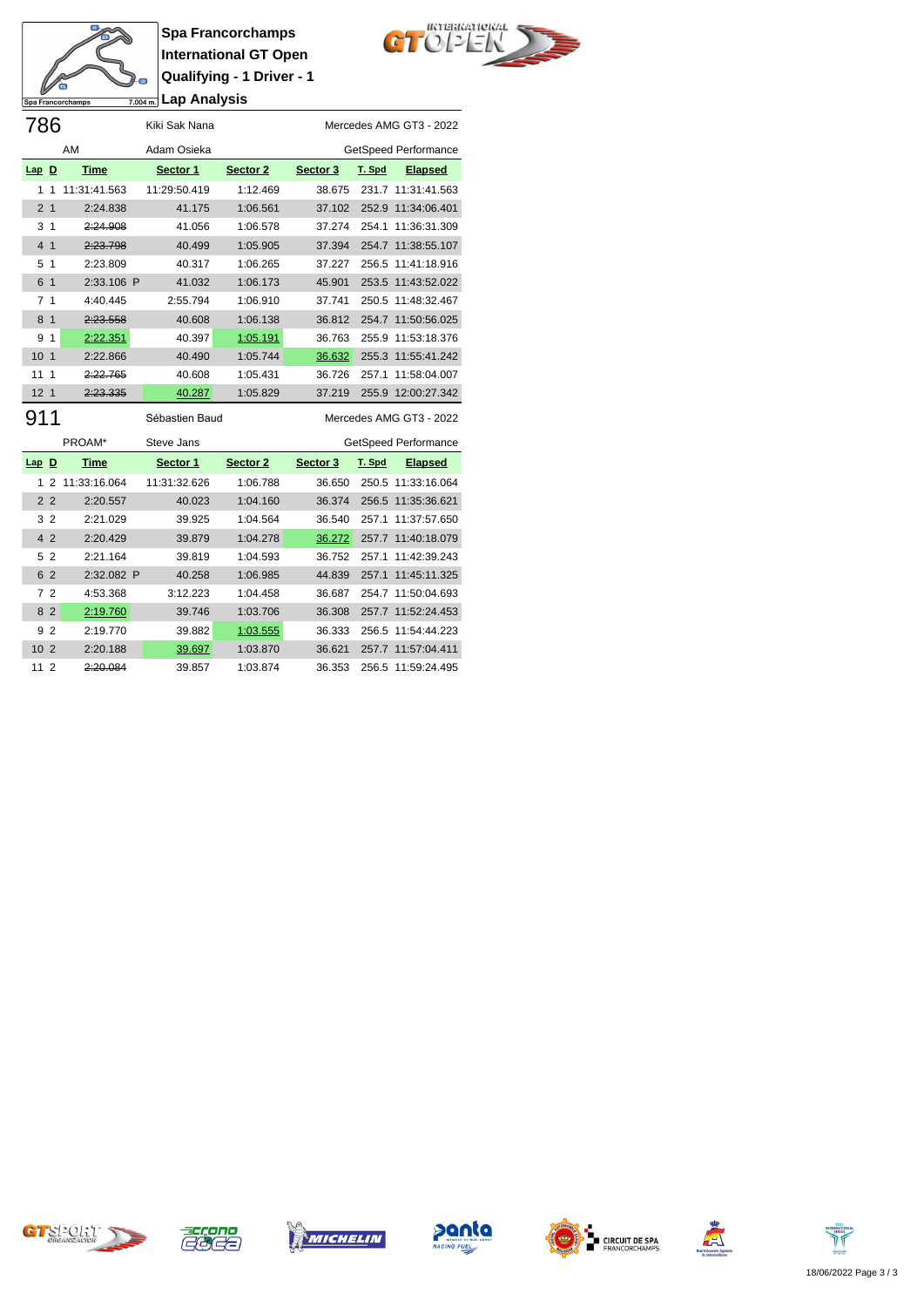**Spa Francorchamps**
**International GT Open**
**Qualifying - 1 Driver - 1**
**Lap Analysis**

Spa Francorchamps 7.004 m.

## 786

Kiki Sak Nana — Mercedes AMG GT3 - 2022

AM — Adam Osieka — GetSpeed Performance

| Lap | D | Time | Sector 1 | Sector 2 | Sector 3 | T. Spd | Elapsed |
|---|---|---|---|---|---|---|---|
| 1 | 1 | 11:31:41.563 | 11:29:50.419 | 1:12.469 | 38.675 | 231.7 | 11:31:41.563 |
| 2 | 1 | 2:24.838 | 41.175 | 1:06.561 | 37.102 | 252.9 | 11:34:06.401 |
| 3 | 1 | ~~2:24.908~~ | 41.056 | 1:06.578 | 37.274 | 254.1 | 11:36:31.309 |
| 4 | 1 | ~~2:23.798~~ | 40.499 | 1:05.905 | 37.394 | 254.7 | 11:38:55.107 |
| 5 | 1 | 2:23.809 | 40.317 | 1:06.265 | 37.227 | 256.5 | 11:41:18.916 |
| 6 | 1 | 2:33.106 P | 41.032 | 1:06.173 | 45.901 | 253.5 | 11:43:52.022 |
| 7 | 1 | 4:40.445 | 2:55.794 | 1:06.910 | 37.741 | 250.5 | 11:48:32.467 |
| 8 | 1 | ~~2:23.558~~ | 40.608 | 1:06.138 | 36.812 | 254.7 | 11:50:56.025 |
| 9 | 1 | 2:22.351 | 40.397 | 1:05.191 | 36.763 | 255.9 | 11:53:18.376 |
| 10 | 1 | 2:22.866 | 40.490 | 1:05.744 | 36.632 | 255.3 | 11:55:41.242 |
| 11 | 1 | ~~2:22.765~~ | 40.608 | 1:05.431 | 36.726 | 257.1 | 11:58:04.007 |
| 12 | 1 | ~~2:23.335~~ | 40.287 | 1:05.829 | 37.219 | 255.9 | 12:00:27.342 |

## 911

Sébastien Baud — Mercedes AMG GT3 - 2022

PROAM* — Steve Jans — GetSpeed Performance

| Lap | D | Time | Sector 1 | Sector 2 | Sector 3 | T. Spd | Elapsed |
|---|---|---|---|---|---|---|---|
| 1 | 2 | 11:33:16.064 | 11:31:32.626 | 1:06.788 | 36.650 | 250.5 | 11:33:16.064 |
| 2 | 2 | 2:20.557 | 40.023 | 1:04.160 | 36.374 | 256.5 | 11:35:36.621 |
| 3 | 2 | 2:21.029 | 39.925 | 1:04.564 | 36.540 | 257.1 | 11:37:57.650 |
| 4 | 2 | 2:20.429 | 39.879 | 1:04.278 | 36.272 | 257.7 | 11:40:18.079 |
| 5 | 2 | 2:21.164 | 39.819 | 1:04.593 | 36.752 | 257.1 | 11:42:39.243 |
| 6 | 2 | 2:32.082 P | 40.258 | 1:06.985 | 44.839 | 257.1 | 11:45:11.325 |
| 7 | 2 | 4:53.368 | 3:12.223 | 1:04.458 | 36.687 | 254.7 | 11:50:04.693 |
| 8 | 2 | 2:19.760 | 39.746 | 1:03.706 | 36.308 | 257.7 | 11:52:24.453 |
| 9 | 2 | 2:19.770 | 39.882 | 1:03.555 | 36.333 | 256.5 | 11:54:44.223 |
| 10 | 2 | 2:20.188 | 39.697 | 1:03.870 | 36.621 | 257.7 | 11:57:04.411 |
| 11 | 2 | ~~2:20.084~~ | 39.857 | 1:03.874 | 36.353 | 256.5 | 11:59:24.495 |

18/06/2022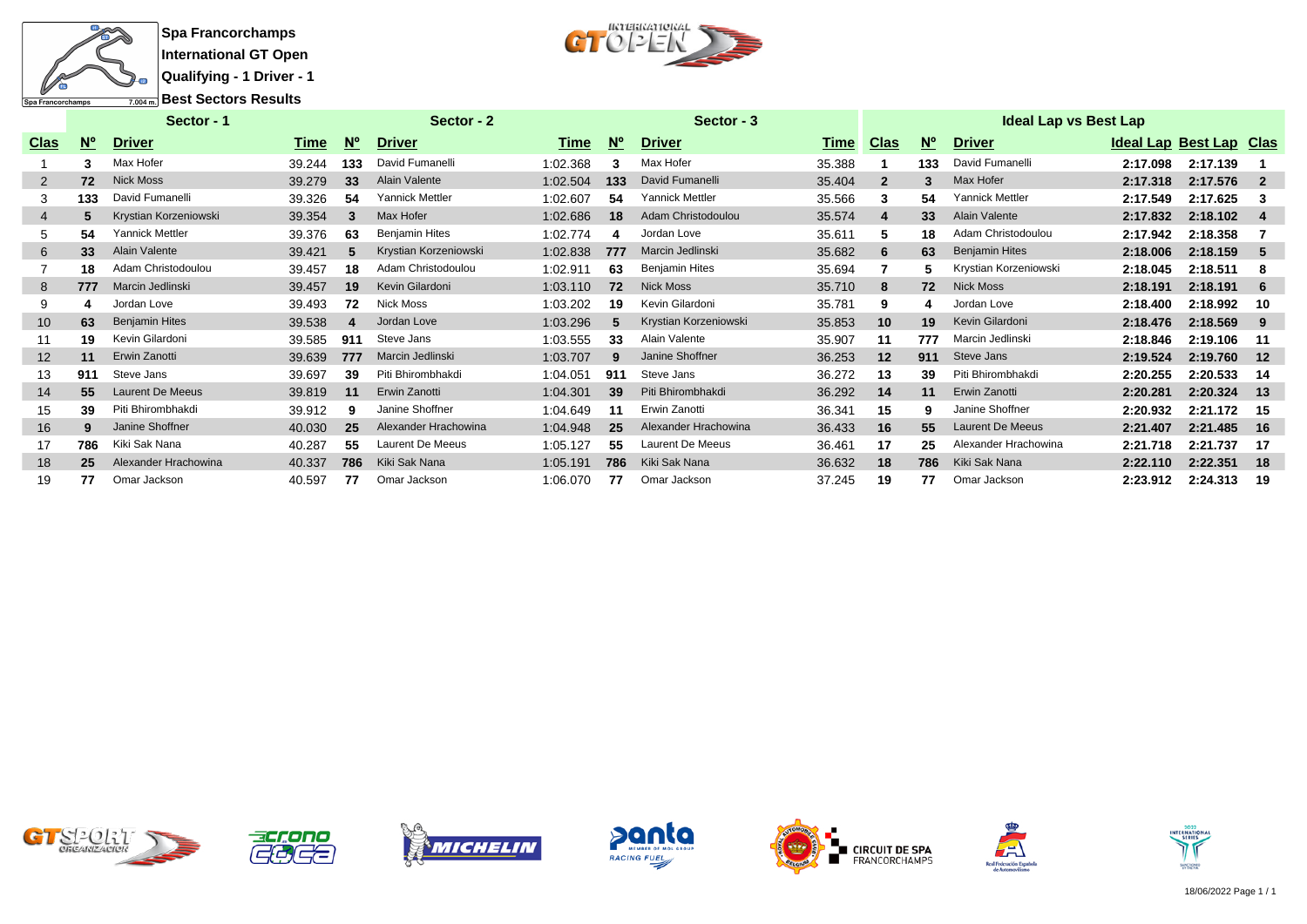**Spa Francorchamps**

**International GT Open**

**Qualifying - 1 Driver - 1**

**Best Sectors Results**

| Sector - 1 | | | | Sector - 2 | | | Sector - 3 | | | Ideal Lap vs Best Lap | | | | | |
|---|---|---|---|---|---|---|---|---|---|---|---|---|---|---|---|
| Clas | Nº | Driver | Time | Nº | Driver | Time | Nº | Driver | Time | Clas | Nº | Driver | Ideal Lap | Best Lap | Clas |
| 1 | 3 | Max Hofer | 39.244 | 133 | David Fumanelli | 1:02.368 | 3 | Max Hofer | 35.388 | 1 | 133 | David Fumanelli | 2:17.098 | 2:17.139 | 1 |
| 2 | 72 | Nick Moss | 39.279 | 33 | Alain Valente | 1:02.504 | 133 | David Fumanelli | 35.404 | 2 | 3 | Max Hofer | 2:17.318 | 2:17.576 | 2 |
| 3 | 133 | David Fumanelli | 39.326 | 54 | Yannick Mettler | 1:02.607 | 54 | Yannick Mettler | 35.566 | 3 | 54 | Yannick Mettler | 2:17.549 | 2:17.625 | 3 |
| 4 | 5 | Krystian Korzeniowski | 39.354 | 3 | Max Hofer | 1:02.686 | 18 | Adam Christodoulou | 35.574 | 4 | 33 | Alain Valente | 2:17.832 | 2:18.102 | 4 |
| 5 | 54 | Yannick Mettler | 39.376 | 63 | Benjamin Hites | 1:02.774 | 4 | Jordan Love | 35.611 | 5 | 18 | Adam Christodoulou | 2:17.942 | 2:18.358 | 7 |
| 6 | 33 | Alain Valente | 39.421 | 5 | Krystian Korzeniowski | 1:02.838 | 777 | Marcin Jedlinski | 35.682 | 6 | 63 | Benjamin Hites | 2:18.006 | 2:18.159 | 5 |
| 7 | 18 | Adam Christodoulou | 39.457 | 18 | Adam Christodoulou | 1:02.911 | 63 | Benjamin Hites | 35.694 | 7 | 5 | Krystian Korzeniowski | 2:18.045 | 2:18.511 | 8 |
| 8 | 777 | Marcin Jedlinski | 39.457 | 19 | Kevin Gilardoni | 1:03.110 | 72 | Nick Moss | 35.710 | 8 | 72 | Nick Moss | 2:18.191 | 2:18.191 | 6 |
| 9 | 4 | Jordan Love | 39.493 | 72 | Nick Moss | 1:03.202 | 19 | Kevin Gilardoni | 35.781 | 9 | 4 | Jordan Love | 2:18.400 | 2:18.992 | 10 |
| 10 | 63 | Benjamin Hites | 39.538 | 4 | Jordan Love | 1:03.296 | 5 | Krystian Korzeniowski | 35.853 | 10 | 19 | Kevin Gilardoni | 2:18.476 | 2:18.569 | 9 |
| 11 | 19 | Kevin Gilardoni | 39.585 | 911 | Steve Jans | 1:03.555 | 33 | Alain Valente | 35.907 | 11 | 777 | Marcin Jedlinski | 2:18.846 | 2:19.106 | 11 |
| 12 | 11 | Erwin Zanotti | 39.639 | 777 | Marcin Jedlinski | 1:03.707 | 9 | Janine Shoffner | 36.253 | 12 | 911 | Steve Jans | 2:19.524 | 2:19.760 | 12 |
| 13 | 911 | Steve Jans | 39.697 | 39 | Piti Bhirombhakdi | 1:04.051 | 911 | Steve Jans | 36.272 | 13 | 39 | Piti Bhirombhakdi | 2:20.255 | 2:20.533 | 14 |
| 14 | 55 | Laurent De Meeus | 39.819 | 11 | Erwin Zanotti | 1:04.301 | 39 | Piti Bhirombhakdi | 36.292 | 14 | 11 | Erwin Zanotti | 2:20.281 | 2:20.324 | 13 |
| 15 | 39 | Piti Bhirombhakdi | 39.912 | 9 | Janine Shoffner | 1:04.649 | 11 | Erwin Zanotti | 36.341 | 15 | 9 | Janine Shoffner | 2:20.932 | 2:21.172 | 15 |
| 16 | 9 | Janine Shoffner | 40.030 | 25 | Alexander Hrachowina | 1:04.948 | 25 | Alexander Hrachowina | 36.433 | 16 | 55 | Laurent De Meeus | 2:21.407 | 2:21.485 | 16 |
| 17 | 786 | Kiki Sak Nana | 40.287 | 55 | Laurent De Meeus | 1:05.127 | 55 | Laurent De Meeus | 36.461 | 17 | 25 | Alexander Hrachowina | 2:21.718 | 2:21.737 | 17 |
| 18 | 25 | Alexander Hrachowina | 40.337 | 786 | Kiki Sak Nana | 1:05.191 | 786 | Kiki Sak Nana | 36.632 | 18 | 786 | Kiki Sak Nana | 2:22.110 | 2:22.351 | 18 |
| 19 | 77 | Omar Jackson | 40.597 | 77 | Omar Jackson | 1:06.070 | 77 | Omar Jackson | 37.245 | 19 | 77 | Omar Jackson | 2:23.912 | 2:24.313 | 19 |

18/06/2022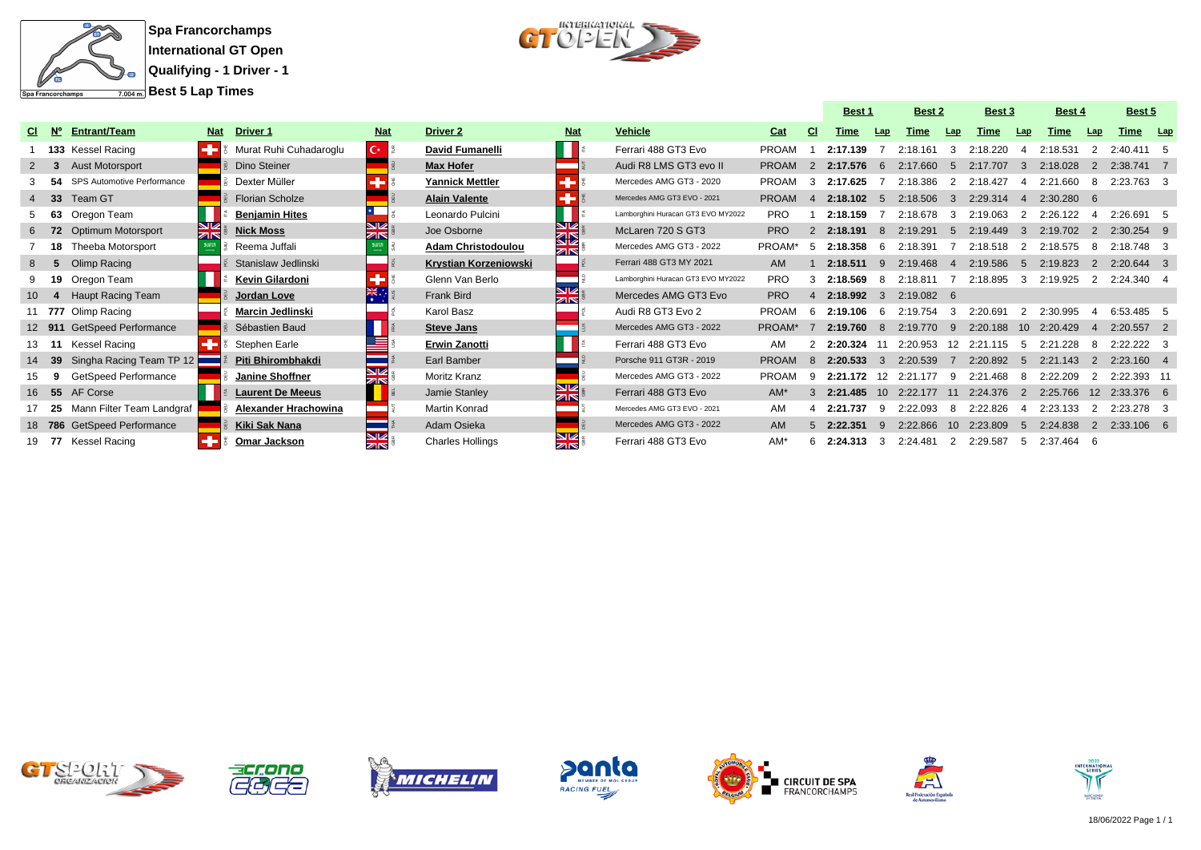**Spa Francorchamps**
**International GT Open**
**Qualifying - 1 Driver - 1**
**Best 5 Lap Times**

Spa Francorchamps 7.004 m.

| Cl | Nº | Entrant/Team | Nat | Driver 1 | Nat | Driver 2 | Nat | Vehicle | Cat | Cl | Best 1 Time | Lap | Best 2 Time | Lap | Best 3 Time | Lap | Best 4 Time | Lap | Best 5 Time | Lap |
|---|---|---|---|---|---|---|---|---|---|---|---|---|---|---|---|---|---|---|---|---|
| 1 | **133** | Kessel Racing | CHE | Murat Ruhi Cuhadaroglu | TUR | **David Fumanelli** | ITA | Ferrari 488 GT3 Evo | PROAM | 1 | **2:17.139** | 7 | 2:18.161 | 3 | 2:18.220 | 4 | 2:18.531 | 2 | 2:40.411 | 5 |
| 2 | **3** | Aust Motorsport | DEU | Dino Steiner | DEU | **Max Hofer** | AUT | Audi R8 LMS GT3 evo II | PROAM | 2 | **2:17.576** | 6 | 2:17.660 | 5 | 2:17.707 | 3 | 2:18.028 | 2 | 2:38.741 | 7 |
| 3 | **54** | SPS Automotive Performance | DEU | Dexter Müller | CHE | **Yannick Mettler** | CHE | Mercedes AMG GT3 - 2020 | PROAM | 3 | **2:17.625** | 7 | 2:18.386 | 2 | 2:18.427 | 4 | 2:21.660 | 8 | 2:23.763 | 3 |
| 4 | **33** | Team GT | DEU | Florian Scholze | DEU | **Alain Valente** | CHE | Mercedes AMG GT3 EVO - 2021 | PROAM | 4 | **2:18.102** | 5 | 2:18.506 | 3 | 2:29.314 | 4 | 2:30.280 | 6 | | |
| 5 | **63** | Oregon Team | ITA | **Benjamin Hites** | CHL | Leonardo Pulcini | ITA | Lamborghini Huracan GT3 EVO MY2022 | PRO | 1 | **2:18.159** | 7 | 2:18.678 | 3 | 2:19.063 | 2 | 2:26.122 | 4 | 2:26.691 | 5 |
| 6 | **72** | Optimum Motorsport | GBR | **Nick Moss** | GBR | Joe Osborne | GBR | McLaren 720 S GT3 | PRO | 2 | **2:18.191** | 8 | 2:19.291 | 5 | 2:19.449 | 3 | 2:19.702 | 2 | 2:30.254 | 9 |
| 7 | **18** | Theeba Motorsport | SAU | Reema Juffali | SAU | **Adam Christodoulou** | GBR | Mercedes AMG GT3 - 2022 | PROAM* | 5 | **2:18.358** | 6 | 2:18.391 | 7 | 2:18.518 | 2 | 2:18.575 | 8 | 2:18.748 | 3 |
| 8 | **5** | Olimp Racing | POL | Stanislaw Jedlinski | POL | **Krystian Korzeniowski** | POL | Ferrari 488 GT3 MY 2021 | AM | 1 | **2:18.511** | 9 | 2:19.468 | 4 | 2:19.586 | 5 | 2:19.823 | 2 | 2:20.644 | 3 |
| 9 | **19** | Oregon Team | ITA | **Kevin Gilardoni** | CHE | Glenn Van Berlo | NLD | Lamborghini Huracan GT3 EVO MY2022 | PRO | 3 | **2:18.569** | 8 | 2:18.811 | 7 | 2:18.895 | 3 | 2:19.925 | 2 | 2:24.340 | 4 |
| 10 | **4** | Haupt Racing Team | DEU | **Jordan Love** | AUS | Frank Bird | GBR | Mercedes AMG GT3 Evo | PRO | 4 | **2:18.992** | 3 | 2:19.082 | 6 | | | | | | |
| 11 | **777** | Olimp Racing | POL | **Marcin Jedlinski** | POL | Karol Basz | POL | Audi R8 GT3 Evo 2 | PROAM | 6 | **2:19.106** | 6 | 2:19.754 | 3 | 2:20.691 | 2 | 2:30.995 | 4 | 6:53.485 | 5 |
| 12 | **911** | GetSpeed Performance | DEU | Sébastien Baud | FRA | **Steve Jans** | LUX | Mercedes AMG GT3 - 2022 | PROAM* | 7 | **2:19.760** | 8 | 2:19.770 | 9 | 2:20.188 | 10 | 2:20.429 | 4 | 2:20.557 | 2 |
| 13 | **11** | Kessel Racing | CHE | Stephen Earle | USA | **Erwin Zanotti** | ITA | Ferrari 488 GT3 Evo | AM | 2 | **2:20.324** | 11 | 2:20.953 | 12 | 2:21.115 | 5 | 2:21.228 | 8 | 2:22.222 | 3 |
| 14 | **39** | Singha Racing Team TP 12 | THA | **Piti Bhirombhakdi** | THA | Earl Bamber | NZL | Porsche 911 GT3R - 2019 | PROAM | 8 | **2:20.533** | 3 | 2:20.539 | 7 | 2:20.892 | 5 | 2:21.143 | 2 | 2:23.160 | 4 |
| 15 | **9** | GetSpeed Performance | DEU | **Janine Shoffner** | GBR | Moritz Kranz | DEU | Mercedes AMG GT3 - 2022 | PROAM | 9 | **2:21.172** | 12 | 2:21.177 | 9 | 2:21.468 | 8 | 2:22.209 | 2 | 2:22.393 | 11 |
| 16 | **55** | AF Corse | ITA | **Laurent De Meeus** | BEL | Jamie Stanley | GBR | Ferrari 488 GT3 Evo | AM* | 3 | **2:21.485** | 10 | 2:22.177 | 11 | 2:24.376 | 2 | 2:25.766 | 12 | 2:33.376 | 6 |
| 17 | **25** | Mann Filter Team Landgraf | DEU | **Alexander Hrachowina** | AUT | Martin Konrad | AUT | Mercedes AMG GT3 EVO - 2021 | AM | 4 | **2:21.737** | 9 | 2:22.093 | 8 | 2:22.826 | 4 | 2:23.133 | 2 | 2:23.278 | 3 |
| 18 | **786** | GetSpeed Performance | DEU | **Kiki Sak Nana** | THA | Adam Osieka | DEU | Mercedes AMG GT3 - 2022 | AM | 5 | **2:22.351** | 9 | 2:22.866 | 10 | 2:23.809 | 5 | 2:24.838 | 2 | 2:33.106 | 6 |
| 19 | **77** | Kessel Racing | CHE | **Omar Jackson** | GBR | Charles Hollings | GBR | Ferrari 488 GT3 Evo | AM* | 6 | **2:24.313** | 3 | 2:24.481 | 2 | 2:29.587 | 5 | 2:37.464 | 6 | | |

18/06/2022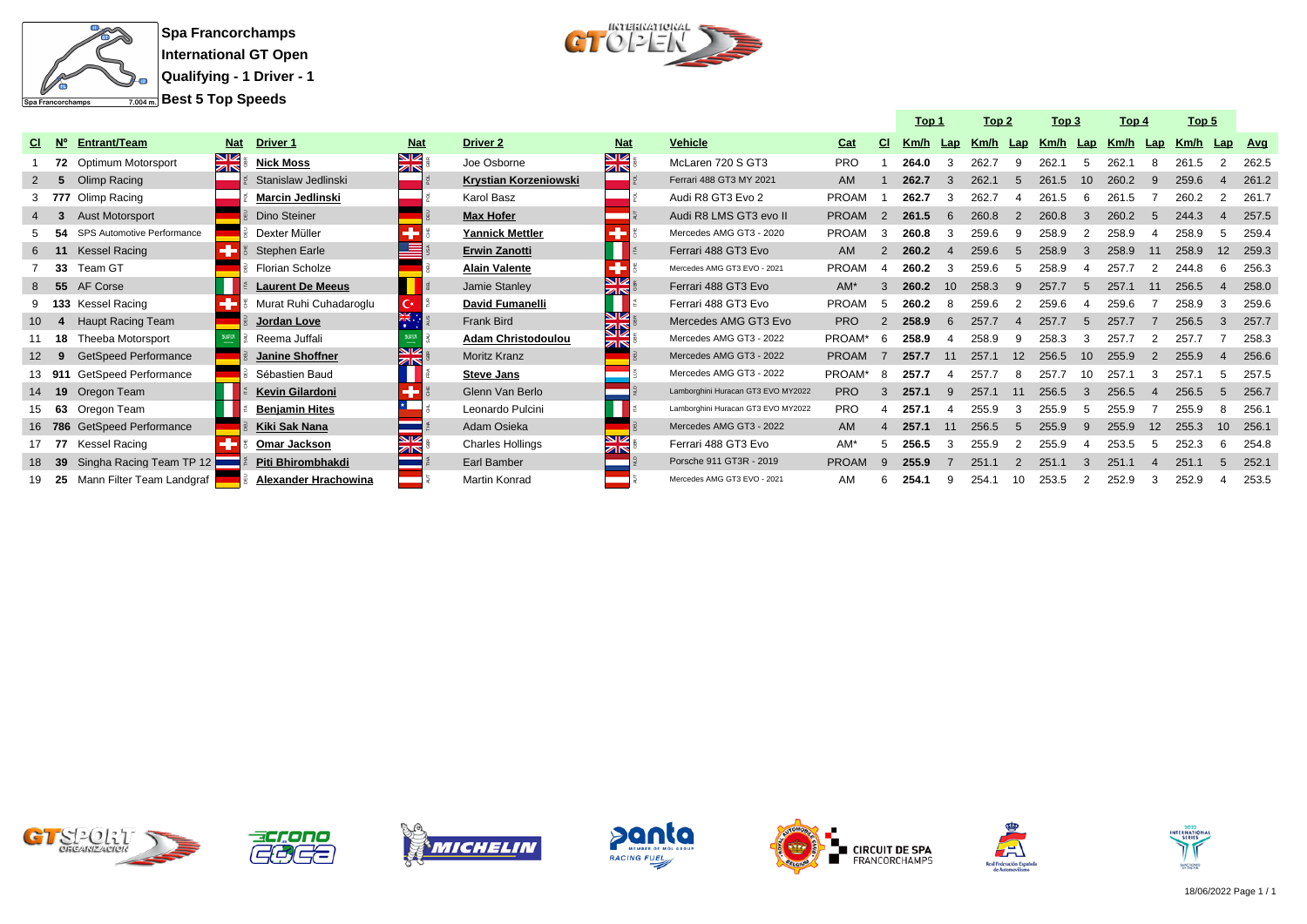**Spa Francorchamps**
**International GT Open**
**Qualifying - 1 Driver - 1**
**Best 5 Top Speeds**

| Cl | Nº | Entrant/Team | Nat | Driver 1 | Nat | Driver 2 | Nat | Vehicle | Cat | Cl | Top 1 Km/h | Lap | Top 2 Km/h | Lap | Top 3 Km/h | Lap | Top 4 Km/h | Lap | Top 5 Km/h | Lap | Avg |
|---|---|---|---|---|---|---|---|---|---|---|---|---|---|---|---|---|---|---|---|---|---|
| 1 | 72 | Optimum Motorsport | GBR | **Nick Moss** | GBR | Joe Osborne | GBR | McLaren 720 S GT3 | PRO | 1 | **264.0** | 3 | 262.7 | 9 | 262.1 | 5 | 262.1 | 8 | 261.5 | 2 | 262.5 |
| 2 | 5 | Olimp Racing | POL | Stanislaw Jedlinski | POL | **Krystian Korzeniowski** | POL | Ferrari 488 GT3 MY 2021 | AM | 1 | **262.7** | 3 | 262.1 | 5 | 261.5 | 10 | 260.2 | 9 | 259.6 | 4 | 261.2 |
| 3 | 777 | Olimp Racing | POL | **Marcin Jedlinski** | POL | Karol Basz | POL | Audi R8 GT3 Evo 2 | PROAM | 1 | **262.7** | 3 | 262.7 | 4 | 261.5 | 6 | 261.5 | 7 | 260.2 | 2 | 261.7 |
| 4 | 3 | Aust Motorsport | DEU | Dino Steiner | DEU | **Max Hofer** | AUT | Audi R8 LMS GT3 evo II | PROAM | 2 | **261.5** | 6 | 260.8 | 2 | 260.8 | 3 | 260.2 | 5 | 244.3 | 4 | 257.5 |
| 5 | 54 | SPS Automotive Performance | DEU | Dexter Müller | CHE | **Yannick Mettler** | CHE | Mercedes AMG GT3 - 2020 | PROAM | 3 | **260.8** | 3 | 259.6 | 9 | 258.9 | 2 | 258.9 | 4 | 258.9 | 5 | 259.4 |
| 6 | 11 | Kessel Racing | CHE | Stephen Earle | USA | **Erwin Zanotti** | ITA | Ferrari 488 GT3 Evo | AM | 2 | **260.2** | 4 | 259.6 | 5 | 258.9 | 3 | 258.9 | 11 | 258.9 | 12 | 259.3 |
| 7 | 33 | Team GT | DEU | Florian Scholze | DEU | **Alain Valente** | CHE | Mercedes AMG GT3 EVO - 2021 | PROAM | 4 | **260.2** | 3 | 259.6 | 5 | 258.9 | 4 | 257.7 | 2 | 244.8 | 6 | 256.3 |
| 8 | 55 | AF Corse | ITA | **Laurent De Meeus** | BEL | Jamie Stanley | GBR | Ferrari 488 GT3 Evo | AM* | 3 | **260.2** | 10 | 258.3 | 9 | 257.7 | 5 | 257.1 | 11 | 256.5 | 4 | 258.0 |
| 9 | 133 | Kessel Racing | CHE | Murat Ruhi Cuhadaroglu | TUR | **David Fumanelli** | ITA | Ferrari 488 GT3 Evo | PROAM | 5 | **260.2** | 8 | 259.6 | 2 | 259.6 | 4 | 259.6 | 7 | 258.9 | 3 | 259.6 |
| 10 | 4 | Haupt Racing Team | DEU | **Jordan Love** | AUS | Frank Bird | GBR | Mercedes AMG GT3 Evo | PRO | 2 | **258.9** | 6 | 257.7 | 4 | 257.7 | 5 | 257.7 | 7 | 256.5 | 3 | 257.7 |
| 11 | 18 | Theeba Motorsport | SAU | Reema Juffali | SAU | **Adam Christodoulou** | GBR | Mercedes AMG GT3 - 2022 | PROAM* | 6 | **258.9** | 4 | 258.9 | 9 | 258.3 | 3 | 257.7 | 2 | 257.7 | 7 | 258.3 |
| 12 | 9 | GetSpeed Performance | DEU | **Janine Shoffner** | GBR | Moritz Kranz | DEU | Mercedes AMG GT3 - 2022 | PROAM | 7 | **257.7** | 11 | 257.1 | 12 | 256.5 | 10 | 255.9 | 2 | 255.9 | 4 | 256.6 |
| 13 | 911 | GetSpeed Performance | DEU | Sébastien Baud | FRA | **Steve Jans** | LUX | Mercedes AMG GT3 - 2022 | PROAM* | 8 | **257.7** | 4 | 257.7 | 8 | 257.7 | 10 | 257.1 | 3 | 257.1 | 5 | 257.5 |
| 14 | 19 | Oregon Team | ITA | **Kevin Gilardoni** | CHE | Glenn Van Berlo | NLD | Lamborghini Huracan GT3 EVO MY2022 | PRO | 3 | **257.1** | 9 | 257.1 | 11 | 256.5 | 3 | 256.5 | 4 | 256.5 | 5 | 256.7 |
| 15 | 63 | Oregon Team | ITA | **Benjamin Hites** | CHL | Leonardo Pulcini | ITA | Lamborghini Huracan GT3 EVO MY2022 | PRO | 4 | **257.1** | 4 | 255.9 | 3 | 255.9 | 5 | 255.9 | 7 | 255.9 | 8 | 256.1 |
| 16 | 786 | GetSpeed Performance | DEU | **Kiki Sak Nana** | THA | Adam Osieka | DEU | Mercedes AMG GT3 - 2022 | AM | 4 | **257.1** | 11 | 256.5 | 5 | 255.9 | 9 | 255.9 | 12 | 255.3 | 10 | 256.1 |
| 17 | 77 | Kessel Racing | CHE | **Omar Jackson** | GBR | Charles Hollings | GBR | Ferrari 488 GT3 Evo | AM* | 5 | **256.5** | 3 | 255.9 | 2 | 255.9 | 4 | 253.5 | 5 | 252.3 | 6 | 254.8 |
| 18 | 39 | Singha Racing Team TP 12 | THA | **Piti Bhirombhakdi** | THA | Earl Bamber | NZL | Porsche 911 GT3R - 2019 | PROAM | 9 | **255.9** | 7 | 251.1 | 2 | 251.1 | 3 | 251.1 | 4 | 251.1 | 5 | 252.1 |
| 19 | 25 | Mann Filter Team Landgraf | DEU | **Alexander Hrachowina** | AUT | Martin Konrad | AUT | Mercedes AMG GT3 EVO - 2021 | AM | 6 | **254.1** | 9 | 254.1 | 10 | 253.5 | 2 | 252.9 | 3 | 252.9 | 4 | 253.5 |

18/06/2022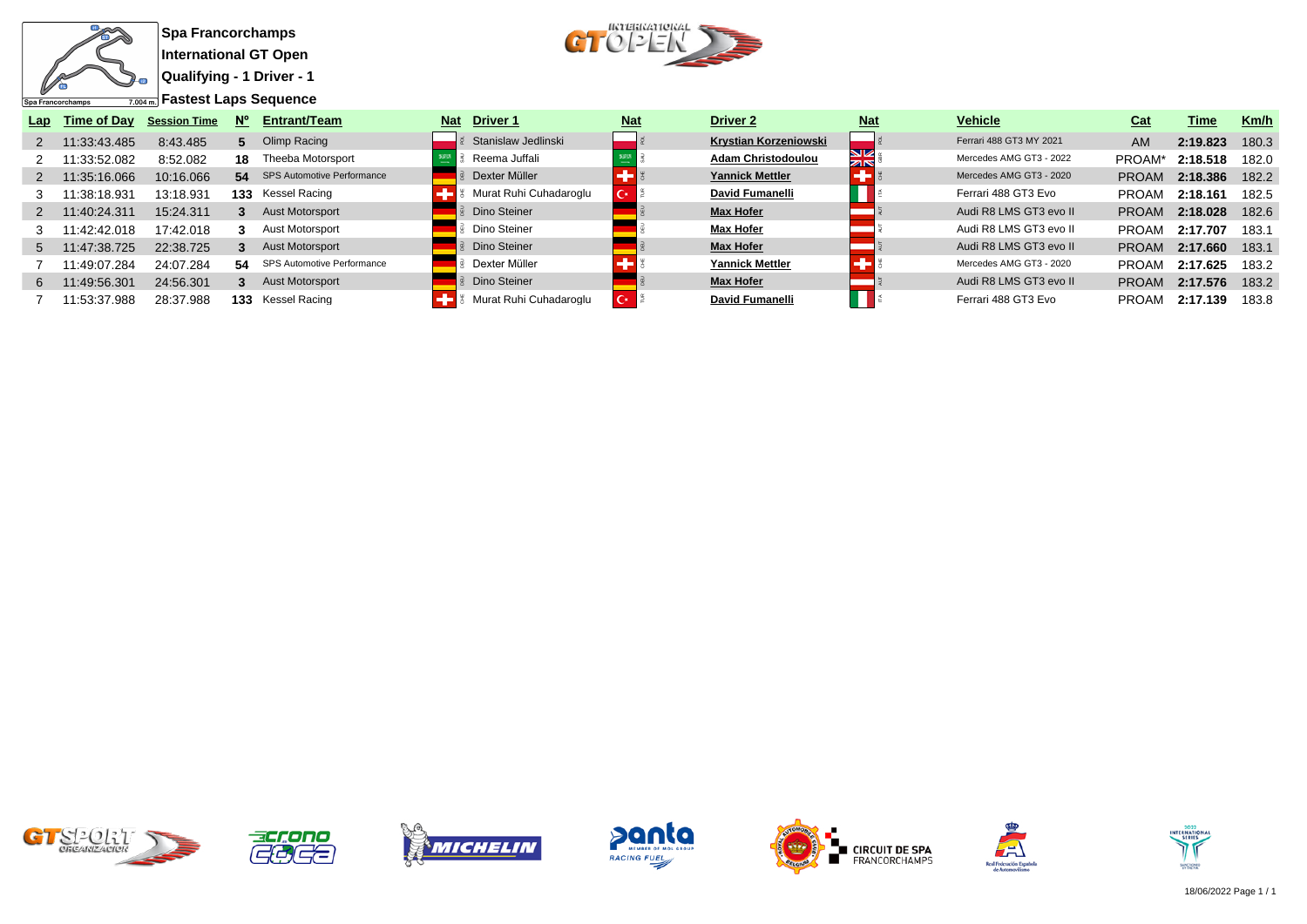# Spa Francorchamps

## International GT Open

### Qualifying - 1 Driver - 1

### Fastest Laps Sequence

Spa Francorchamps 7.004 m.

| Lap | Time of Day | Session Time | Nº | Entrant/Team | Nat | Driver 1 | Nat | Driver 2 | Nat | Vehicle | Cat | Time | Km/h |
|---|---|---|---|---|---|---|---|---|---|---|---|---|---|
| 2 | 11:33:43.485 | 8:43.485 | 5 | Olimp Racing | POL | Stanislaw Jedlinski | POL | Krystian Korzeniowski | POL | Ferrari 488 GT3 MY 2021 | AM | 2:19.823 | 180.3 |
| 2 | 11:33:52.082 | 8:52.082 | 18 | Theeba Motorsport | SAU | Reema Juffali | SAU | Adam Christodoulou | GBR | Mercedes AMG GT3 - 2022 | PROAM* | 2:18.518 | 182.0 |
| 2 | 11:35:16.066 | 10:16.066 | 54 | SPS Automotive Performance | DEU | Dexter Müller | CHE | Yannick Mettler | CHE | Mercedes AMG GT3 - 2020 | PROAM | 2:18.386 | 182.2 |
| 3 | 11:38:18.931 | 13:18.931 | 133 | Kessel Racing | CHE | Murat Ruhi Cuhadaroglu | TUR | David Fumanelli | ITA | Ferrari 488 GT3 Evo | PROAM | 2:18.161 | 182.5 |
| 2 | 11:40:24.311 | 15:24.311 | 3 | Aust Motorsport | DEU | Dino Steiner | DEU | Max Hofer | AUT | Audi R8 LMS GT3 evo II | PROAM | 2:18.028 | 182.6 |
| 3 | 11:42:42.018 | 17:42.018 | 3 | Aust Motorsport | DEU | Dino Steiner | DEU | Max Hofer | AUT | Audi R8 LMS GT3 evo II | PROAM | 2:17.707 | 183.1 |
| 5 | 11:47:38.725 | 22:38.725 | 3 | Aust Motorsport | DEU | Dino Steiner | DEU | Max Hofer | AUT | Audi R8 LMS GT3 evo II | PROAM | 2:17.660 | 183.1 |
| 7 | 11:49:07.284 | 24:07.284 | 54 | SPS Automotive Performance | DEU | Dexter Müller | CHE | Yannick Mettler | CHE | Mercedes AMG GT3 - 2020 | PROAM | 2:17.625 | 183.2 |
| 6 | 11:49:56.301 | 24:56.301 | 3 | Aust Motorsport | DEU | Dino Steiner | DEU | Max Hofer | AUT | Audi R8 LMS GT3 evo II | PROAM | 2:17.576 | 183.2 |
| 7 | 11:53:37.988 | 28:37.988 | 133 | Kessel Racing | CHE | Murat Ruhi Cuhadaroglu | TUR | David Fumanelli | ITA | Ferrari 488 GT3 Evo | PROAM | 2:17.139 | 183.8 |

18/06/2022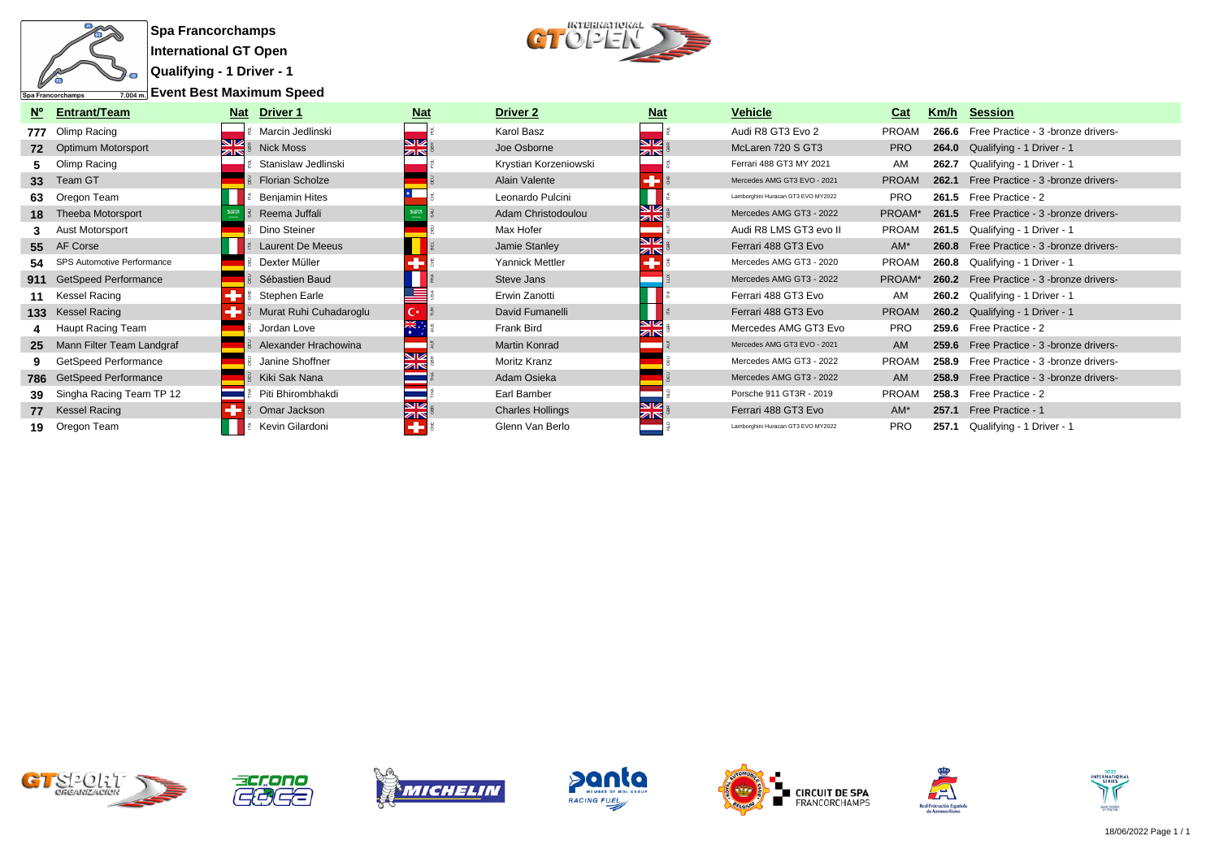**Spa Francorchamps**

**International GT Open**

**Qualifying - 1 Driver - 1**

**Event Best Maximum Speed**

| Nº | Entrant/Team | Nat | Driver 1 | Nat | Driver 2 | Nat | Vehicle | Cat | Km/h | Session |
|---|---|---|---|---|---|---|---|---|---|---|
| 777 | Olimp Racing | POL | Marcin Jedlinski | POL | Karol Basz | POL | Audi R8 GT3 Evo 2 | PROAM | 266.6 | Free Practice - 3 -bronze drivers- |
| 72 | Optimum Motorsport | GBR | Nick Moss | GBR | Joe Osborne | GBR | McLaren 720 S GT3 | PRO | 264.0 | Qualifying - 1 Driver - 1 |
| 5 | Olimp Racing | POL | Stanislaw Jedlinski | POL | Krystian Korzeniowski | POL | Ferrari 488 GT3 MY 2021 | AM | 262.7 | Qualifying - 1 Driver - 1 |
| 33 | Team GT | DEU | Florian Scholze | DEU | Alain Valente | CHE | Mercedes AMG GT3 EVO - 2021 | PROAM | 262.1 | Free Practice - 3 -bronze drivers- |
| 63 | Oregon Team | ITA | Benjamin Hites | CHL | Leonardo Pulcini | ITA | Lamborghini Huracan GT3 EVO MY2022 | PRO | 261.5 | Free Practice - 2 |
| 18 | Theeba Motorsport | SAU | Reema Juffali | SAU | Adam Christodoulou | GBR | Mercedes AMG GT3 - 2022 | PROAM* | 261.5 | Free Practice - 3 -bronze drivers- |
| 3 | Aust Motorsport | DEU | Dino Steiner | DEU | Max Hofer | AUT | Audi R8 LMS GT3 evo II | PROAM | 261.5 | Qualifying - 1 Driver - 1 |
| 55 | AF Corse | ITA | Laurent De Meeus | BEL | Jamie Stanley | GBR | Ferrari 488 GT3 Evo | AM* | 260.8 | Free Practice - 3 -bronze drivers- |
| 54 | SPS Automotive Performance | DEU | Dexter Müller | CHE | Yannick Mettler | CHE | Mercedes AMG GT3 - 2020 | PROAM | 260.8 | Qualifying - 1 Driver - 1 |
| 911 | GetSpeed Performance | DEU | Sébastien Baud | FRA | Steve Jans | LUX | Mercedes AMG GT3 - 2022 | PROAM* | 260.2 | Free Practice - 3 -bronze drivers- |
| 11 | Kessel Racing | CHE | Stephen Earle | USA | Erwin Zanotti | ITA | Ferrari 488 GT3 Evo | AM | 260.2 | Qualifying - 1 Driver - 1 |
| 133 | Kessel Racing | CHE | Murat Ruhi Cuhadaroglu | TUR | David Fumanelli | ITA | Ferrari 488 GT3 Evo | PROAM | 260.2 | Qualifying - 1 Driver - 1 |
| 4 | Haupt Racing Team | DEU | Jordan Love | AUS | Frank Bird | GBR | Mercedes AMG GT3 Evo | PRO | 259.6 | Free Practice - 2 |
| 25 | Mann Filter Team Landgraf | DEU | Alexander Hrachowina | AUT | Martin Konrad | AUT | Mercedes AMG GT3 EVO - 2021 | AM | 259.6 | Free Practice - 3 -bronze drivers- |
| 9 | GetSpeed Performance | DEU | Janine Shoffner | GBR | Moritz Kranz | DEU | Mercedes AMG GT3 - 2022 | PROAM | 258.9 | Free Practice - 3 -bronze drivers- |
| 786 | GetSpeed Performance | DEU | Kiki Sak Nana | THA | Adam Osieka | DEU | Mercedes AMG GT3 - 2022 | AM | 258.9 | Free Practice - 3 -bronze drivers- |
| 39 | Singha Racing Team TP 12 | THA | Piti Bhirombhakdi | THA | Earl Bamber | NZL | Porsche 911 GT3R - 2019 | PROAM | 258.3 | Free Practice - 2 |
| 77 | Kessel Racing | CHE | Omar Jackson | GBR | Charles Hollings | GBR | Ferrari 488 GT3 Evo | AM* | 257.1 | Free Practice - 1 |
| 19 | Oregon Team | ITA | Kevin Gilardoni | CHE | Glenn Van Berlo | NLD | Lamborghini Huracan GT3 EVO MY2022 | PRO | 257.1 | Qualifying - 1 Driver - 1 |

18/06/2022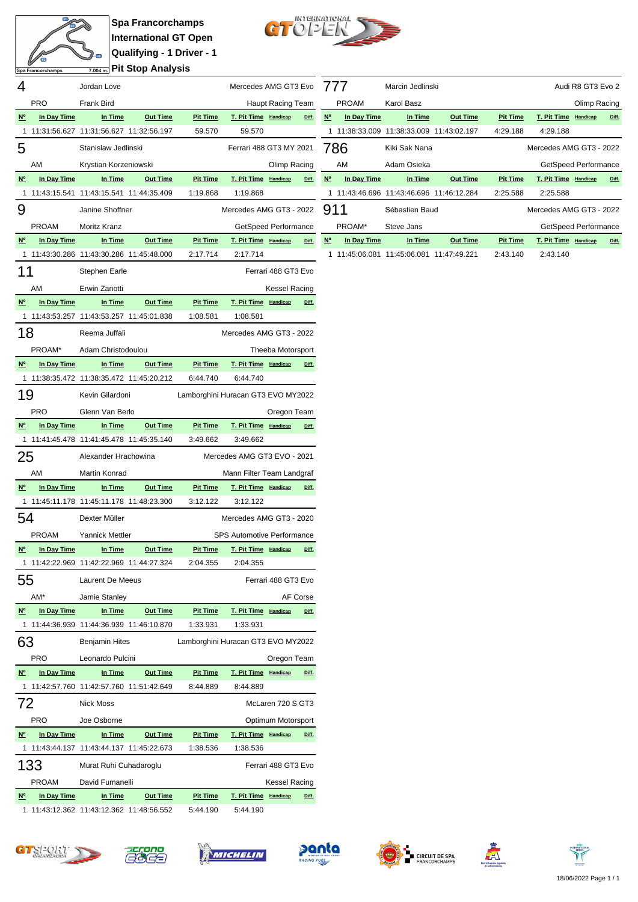# Spa Francorchamps
## International GT Open
## Qualifying - 1 Driver - 1
## Pit Stop Analysis

Spa Francorchamps 7.004 m.

### 4 — Jordan Love — Mercedes AMG GT3 Evo

PRO — Frank Bird — Haupt Racing Team

| Nº | In Day Time | In Time | Out Time | Pit Time | T. Pit Time | Handicap | Diff. |
|---|---|---|---|---|---|---|---|
| 1 | 11:31:56.627 | 11:31:56.627 | 11:32:56.197 | 59.570 | 59.570 | | |

### 5 — Stanislaw Jedlinski — Ferrari 488 GT3 MY 2021

AM — Krystian Korzeniowski — Olimp Racing

| Nº | In Day Time | In Time | Out Time | Pit Time | T. Pit Time | Handicap | Diff. |
|---|---|---|---|---|---|---|---|
| 1 | 11:43:15.541 | 11:43:15.541 | 11:44:35.409 | 1:19.868 | 1:19.868 | | |

### 9 — Janine Shoffner — Mercedes AMG GT3 - 2022

PROAM — Moritz Kranz — GetSpeed Performance

| Nº | In Day Time | In Time | Out Time | Pit Time | T. Pit Time | Handicap | Diff. |
|---|---|---|---|---|---|---|---|
| 1 | 11:43:30.286 | 11:43:30.286 | 11:45:48.000 | 2:17.714 | 2:17.714 | | |

### 11 — Stephen Earle — Ferrari 488 GT3 Evo

AM — Erwin Zanotti — Kessel Racing

| Nº | In Day Time | In Time | Out Time | Pit Time | T. Pit Time | Handicap | Diff. |
|---|---|---|---|---|---|---|---|
| 1 | 11:43:53.257 | 11:43:53.257 | 11:45:01.838 | 1:08.581 | 1:08.581 | | |

### 18 — Reema Juffali — Mercedes AMG GT3 - 2022

PROAM* — Adam Christodoulou — Theeba Motorsport

| Nº | In Day Time | In Time | Out Time | Pit Time | T. Pit Time | Handicap | Diff. |
|---|---|---|---|---|---|---|---|
| 1 | 11:38:35.472 | 11:38:35.472 | 11:45:20.212 | 6:44.740 | 6:44.740 | | |

### 19 — Kevin Gilardoni — Lamborghini Huracan GT3 EVO MY2022

PRO — Glenn Van Berlo — Oregon Team

| Nº | In Day Time | In Time | Out Time | Pit Time | T. Pit Time | Handicap | Diff. |
|---|---|---|---|---|---|---|---|
| 1 | 11:41:45.478 | 11:41:45.478 | 11:45:35.140 | 3:49.662 | 3:49.662 | | |

### 25 — Alexander Hrachowina — Mercedes AMG GT3 EVO - 2021

AM — Martin Konrad — Mann Filter Team Landgraf

| Nº | In Day Time | In Time | Out Time | Pit Time | T. Pit Time | Handicap | Diff. |
|---|---|---|---|---|---|---|---|
| 1 | 11:45:11.178 | 11:45:11.178 | 11:48:23.300 | 3:12.122 | 3:12.122 | | |

### 54 — Dexter Müller — Mercedes AMG GT3 - 2020

PROAM — Yannick Mettler — SPS Automotive Performance

| Nº | In Day Time | In Time | Out Time | Pit Time | T. Pit Time | Handicap | Diff. |
|---|---|---|---|---|---|---|---|
| 1 | 11:42:22.969 | 11:42:22.969 | 11:44:27.324 | 2:04.355 | 2:04.355 | | |

### 55 — Laurent De Meeus — Ferrari 488 GT3 Evo

AM* — Jamie Stanley — AF Corse

| Nº | In Day Time | In Time | Out Time | Pit Time | T. Pit Time | Handicap | Diff. |
|---|---|---|---|---|---|---|---|
| 1 | 11:44:36.939 | 11:44:36.939 | 11:46:10.870 | 1:33.931 | 1:33.931 | | |

### 63 — Benjamin Hites — Lamborghini Huracan GT3 EVO MY2022

PRO — Leonardo Pulcini — Oregon Team

| Nº | In Day Time | In Time | Out Time | Pit Time | T. Pit Time | Handicap | Diff. |
|---|---|---|---|---|---|---|---|
| 1 | 11:42:57.760 | 11:42:57.760 | 11:51:42.649 | 8:44.889 | 8:44.889 | | |

### 72 — Nick Moss — McLaren 720 S GT3

PRO — Joe Osborne — Optimum Motorsport

| Nº | In Day Time | In Time | Out Time | Pit Time | T. Pit Time | Handicap | Diff. |
|---|---|---|---|---|---|---|---|
| 1 | 11:43:44.137 | 11:43:44.137 | 11:45:22.673 | 1:38.536 | 1:38.536 | | |

### 133 — Murat Ruhi Cuhadaroglu — Ferrari 488 GT3 Evo

PROAM — David Fumanelli — Kessel Racing

| Nº | In Day Time | In Time | Out Time | Pit Time | T. Pit Time | Handicap | Diff. |
|---|---|---|---|---|---|---|---|
| 1 | 11:43:12.362 | 11:43:12.362 | 11:48:56.552 | 5:44.190 | 5:44.190 | | |

### 777 — Marcin Jedlinski — Audi R8 GT3 Evo 2

PROAM — Karol Basz — Olimp Racing

| Nº | In Day Time | In Time | Out Time | Pit Time | T. Pit Time | Handicap | Diff. |
|---|---|---|---|---|---|---|---|
| 1 | 11:38:33.009 | 11:38:33.009 | 11:43:02.197 | 4:29.188 | 4:29.188 | | |

### 786 — Kiki Sak Nana — Mercedes AMG GT3 - 2022

AM — Adam Osieka — GetSpeed Performance

| Nº | In Day Time | In Time | Out Time | Pit Time | T. Pit Time | Handicap | Diff. |
|---|---|---|---|---|---|---|---|
| 1 | 11:43:46.696 | 11:43:46.696 | 11:46:12.284 | 2:25.588 | 2:25.588 | | |

### 911 — Sébastien Baud — Mercedes AMG GT3 - 2022

PROAM* — Steve Jans — GetSpeed Performance

| Nº | In Day Time | In Time | Out Time | Pit Time | T. Pit Time | Handicap | Diff. |
|---|---|---|---|---|---|---|---|
| 1 | 11:45:06.081 | 11:45:06.081 | 11:47:49.221 | 2:43.140 | 2:43.140 | | |

18/06/2022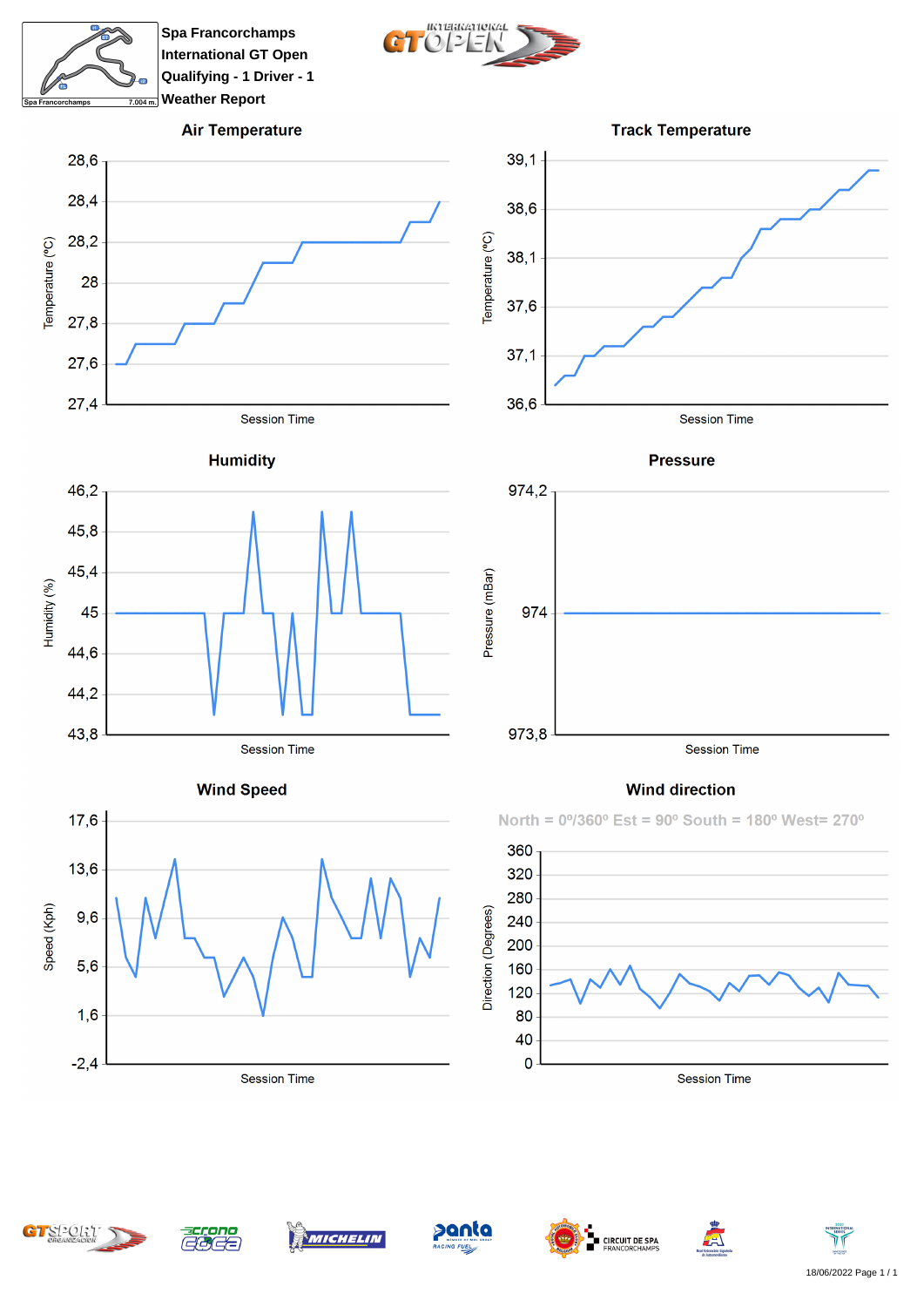Spa Francorchamps
International GT Open
Qualifying - 1 Driver - 1
Weather Report

Spa Francorchamps 7.004 m.

## Air Temperature

Temperature (ºC)
28,6
28,4
28,2
28
27,8
27,6
27,4
Session Time

## Track Temperature

Temperature (ºC)
39,1
38,6
38,1
37,6
37,1
36,6
Session Time

## Humidity

Humidity (%)
46,2
45,8
45,4
45
44,6
44,2
43,8
Session Time

## Pressure

Pressure (mBar)
974,2
974
973,8
Session Time

## Wind Speed

Speed (Kph)
17,6
13,6
9,6
5,6
1,6
-2,4
Session Time

## Wind direction

North = 0º/360º Est = 90º South = 180º West= 270º

Direction (Degrees)
360
320
280
240
200
160
120
80
40
0
Session Time

18/06/2022